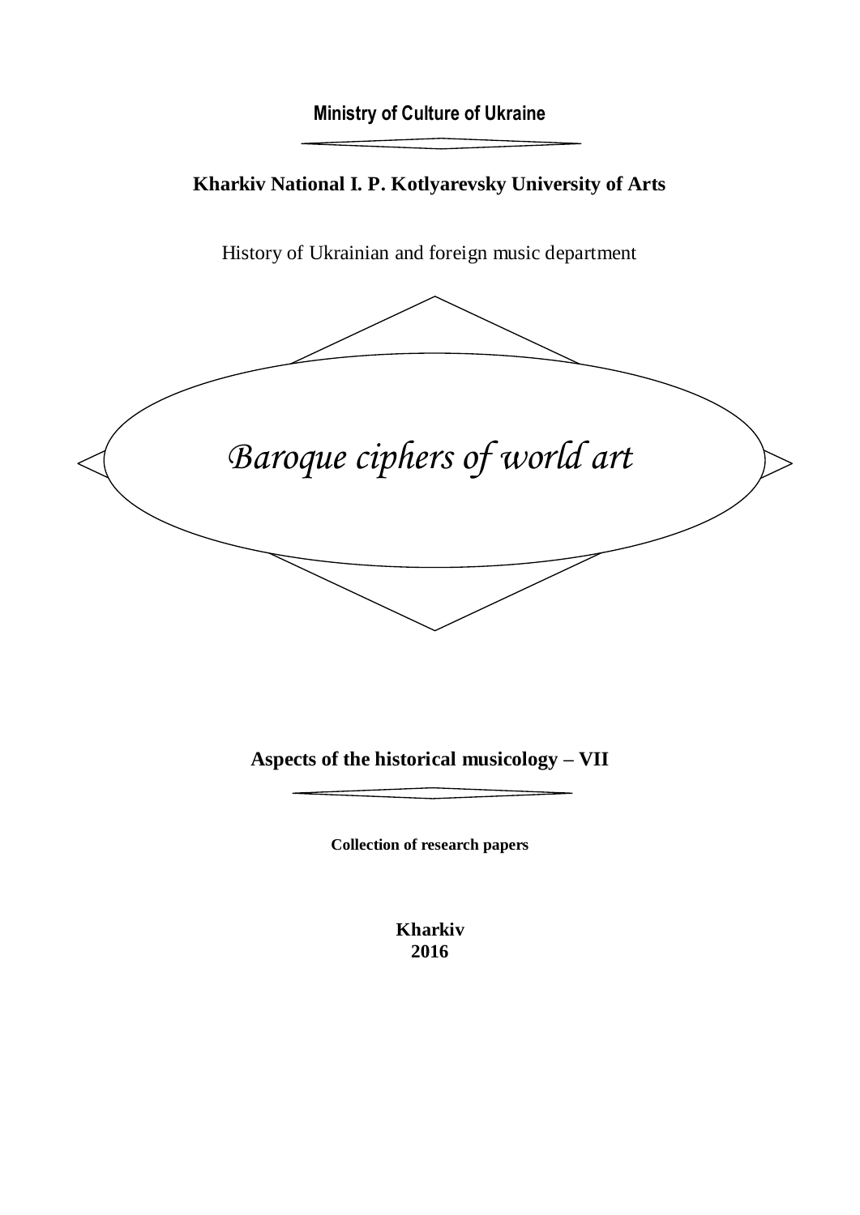**Ministry of Culture of Ukraine**

**Kharkiv National I. P. Kotlyarevsky University of Arts**

History of Ukrainian and foreign music department

# *Baroque ciphers of world art*

**Aspects of the historical musicology – VII**

**Collection of research papers**

**Kharkiv**
**2016**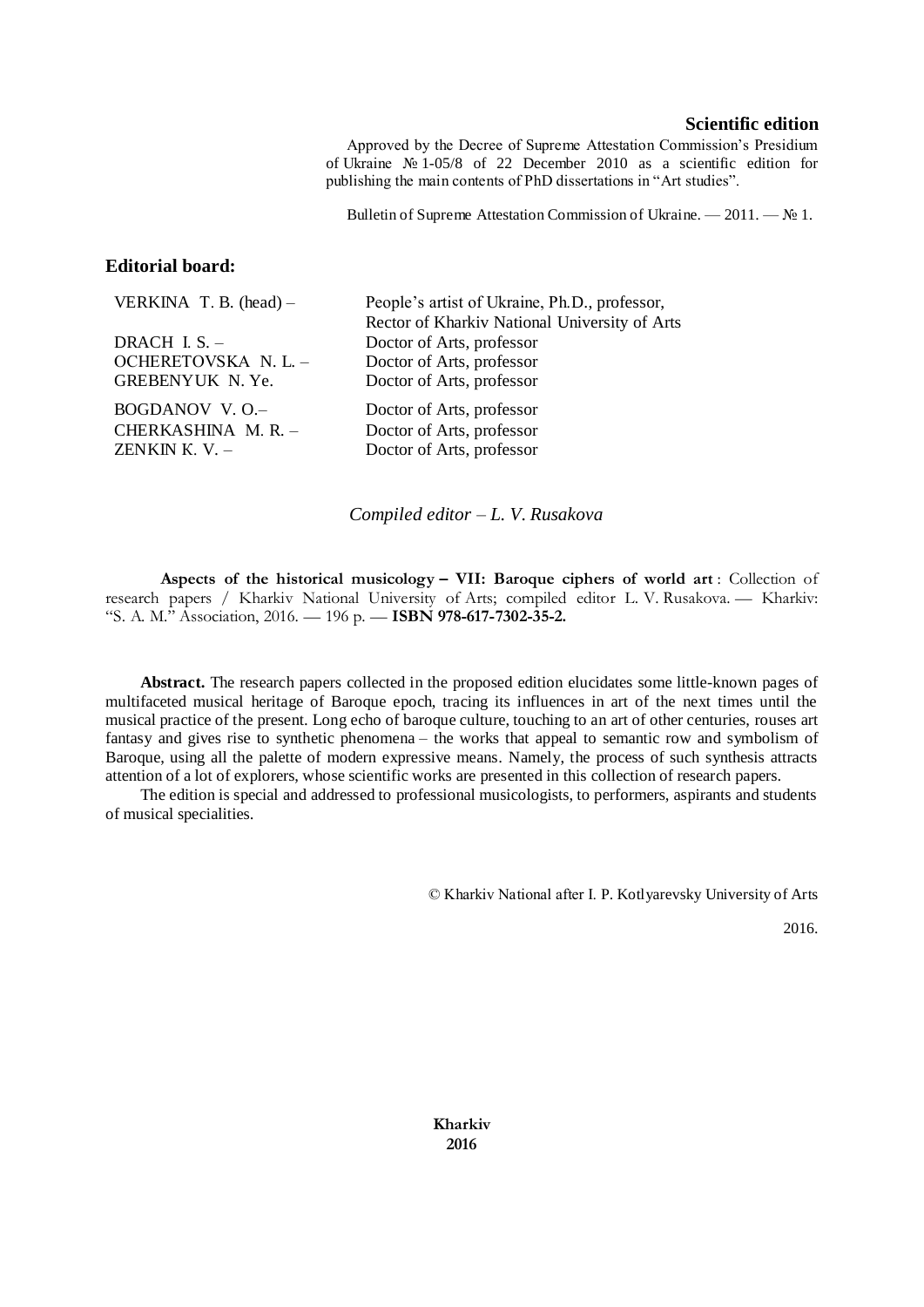**Scientific edition**

Approved by the Decree of Supreme Attestation Commission's Presidium of Ukraine № 1-05/8 of 22 December 2010 as a scientific edition for publishing the main contents of PhD dissertations in "Art studies".

Bulletin of Supreme Attestation Commission of Ukraine. — 2011. — № 1.

## Editorial board:

| | |
|---|---|
| VERKINA T. B. (head) – | People's artist of Ukraine, Ph.D., professor, Rector of Kharkiv National University of Arts |
| DRACH I. S. – | Doctor of Arts, professor |
| OCHERETOVSKA N. L. – | Doctor of Arts, professor |
| GREBENYUK N. Ye. | Doctor of Arts, professor |
| BOGDANOV V. O.– | Doctor of Arts, professor |
| CHERKASHINA M. R. – | Doctor of Arts, professor |
| ZENKIN K. V. – | Doctor of Arts, professor |

*Compiled editor – L. V. Rusakova*

**Aspects of the historical musicology – VII: Baroque ciphers of world art** : Collection of research papers / Kharkiv National University of Arts; compiled editor L. V. Rusakova. — Kharkiv: "S. A. M." Association, 2016. — 196 p. — **ISBN 978-617-7302-35-2.**

**Abstract.** The research papers collected in the proposed edition elucidates some little-known pages of multifaceted musical heritage of Baroque epoch, tracing its influences in art of the next times until the musical practice of the present. Long echo of baroque culture, touching to an art of other centuries, rouses art fantasy and gives rise to synthetic phenomena – the works that appeal to semantic row and symbolism of Baroque, using all the palette of modern expressive means. Namely, the process of such synthesis attracts attention of a lot of explorers, whose scientific works are presented in this collection of research papers.

The edition is special and addressed to professional musicologists, to performers, aspirants and students of musical specialities.

© Kharkiv National after I. P. Kotlyarevsky University of Arts

2016.

**Kharkiv**
**2016**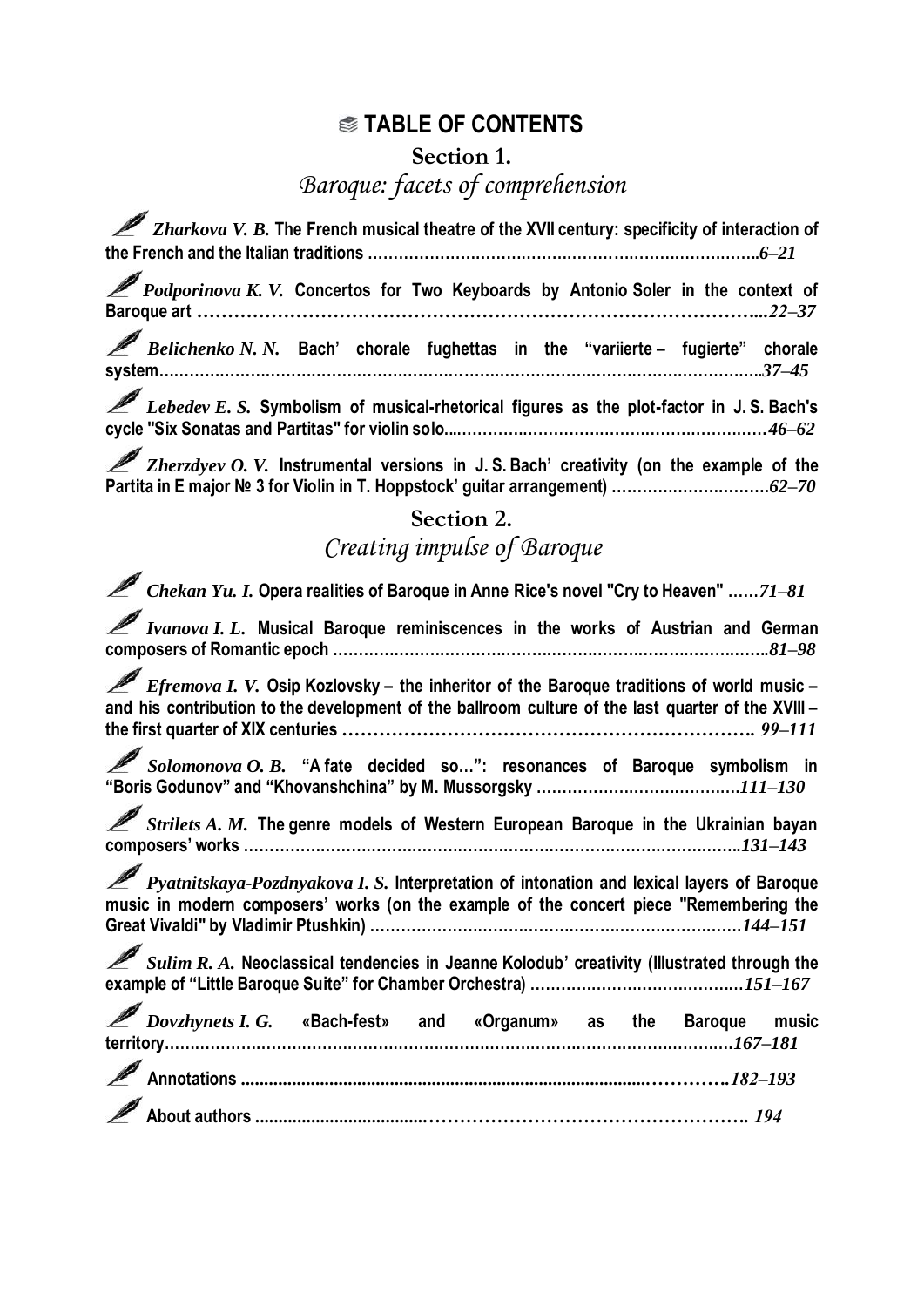# TABLE OF CONTENTS

## Section 1.
## *Baroque: facets of comprehension*

*Zharkova V. B.* **The French musical theatre of the XVII century: specificity of interaction of the French and the Italian traditions** ……………………………………………………………………*6–21*

*Podporinova K. V.* **Concertos for Two Keyboards by Antonio Soler in the context of Baroque art** ……………………………………………………………………………...*22–37*

*Belichenko N. N.* **Bach' chorale fughettas in the "variierte – fugierte" chorale system**……………………………………………………………………………………………..*37–45*

*Lebedev E. S.* **Symbolism of musical-rhetorical figures as the plot-factor in J. S. Bach's cycle "Six Sonatas and Partitas" for violin solo**...……………………………………………*46–62*

*Zherzdyev O. V.* **Instrumental versions in J. S. Bach' creativity (on the example of the Partita in E major № 3 for Violin in T. Hoppstock' guitar arrangement)** …………………………*62–70*

## Section 2.
## *Creating impulse of Baroque*

*Chekan Yu. I.* **Opera realities of Baroque in Anne Rice's novel "Cry to Heaven"** ……*71–81*

*Ivanova I. L.* **Musical Baroque reminiscences in the works of Austrian and German composers of Romantic epoch** ……………………………………………………………………*81–98*

*Efremova I. V.* **Osip Kozlovsky – the inheritor of the Baroque traditions of world music – and his contribution to the development of the ballroom culture of the last quarter of the XVIII – the first quarter of XIX centuries** ……………………………………………………………. *99–111*

*Solomonova O. B.* **"A fate decided so…": resonances of Baroque symbolism in "Boris Godunov" and "Khovanshchina" by M. Mussorgsky** …………………………………*111–130*

*Strilets A. M.* **The genre models of Western European Baroque in the Ukrainian bayan composers' works** ……………………………………………………………………………*131–143*

*Pyatnitskaya-Pozdnyakova I. S.* **Interpretation of intonation and lexical layers of Baroque music in modern composers' works (on the example of the concert piece "Remembering the Great Vivaldi" by Vladimir Ptushkin)** ……………………………………………………………*144–151*

*Sulim R. A.* **Neoclassical tendencies in Jeanne Kolodub' creativity (Illustrated through the example of "Little Baroque Suite" for Chamber Orchestra)** …………………………………*151–167*

*Dovzhynets I. G.* **«Bach-fest» and «Organum» as the Baroque music territory**……………………………………………………………………………………………*167–181*

**Annotations** ………………………………………………………………………………*182–193*

**About authors** ……………………………………………………………………………… *194*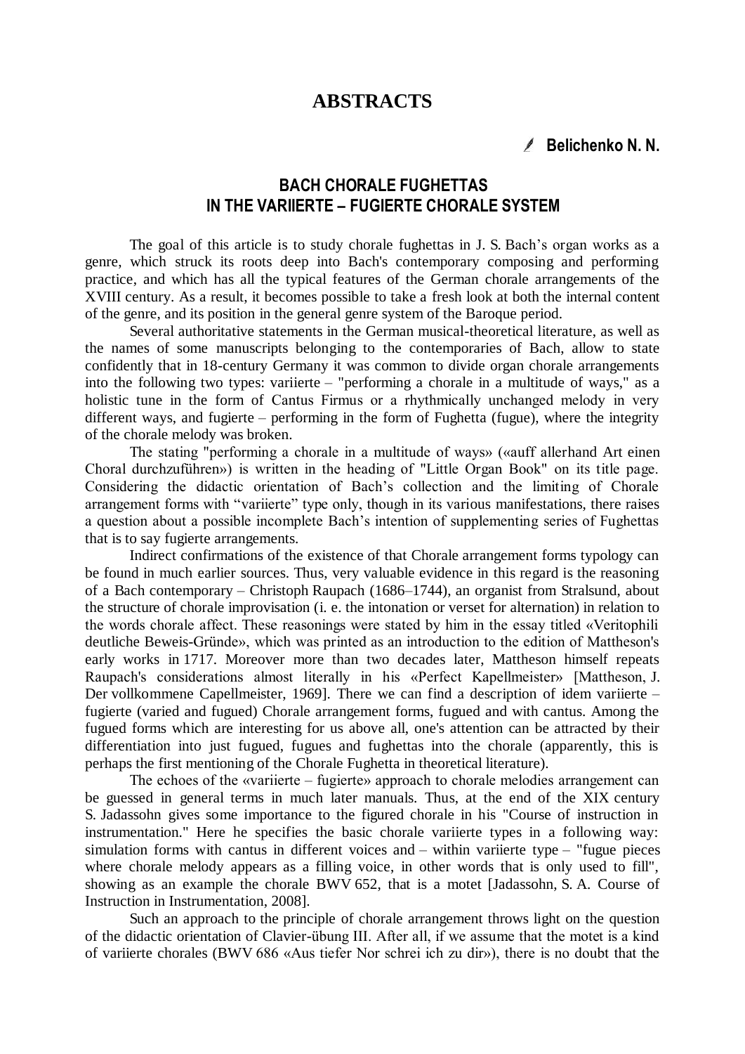# ABSTRACTS

**Belichenko N. N.**

## BACH CHORALE FUGHETTAS IN THE VARIIERTE – FUGIERTE CHORALE SYSTEM

The goal of this article is to study chorale fughettas in J. S. Bach's organ works as a genre, which struck its roots deep into Bach's contemporary composing and performing practice, and which has all the typical features of the German chorale arrangements of the XVIII century. As a result, it becomes possible to take a fresh look at both the internal content of the genre, and its position in the general genre system of the Baroque period.

Several authoritative statements in the German musical-theoretical literature, as well as the names of some manuscripts belonging to the contemporaries of Bach, allow to state confidently that in 18-century Germany it was common to divide organ chorale arrangements into the following two types: variierte – "performing a chorale in a multitude of ways," as a holistic tune in the form of Cantus Firmus or a rhythmically unchanged melody in very different ways, and fugierte – performing in the form of Fughetta (fugue), where the integrity of the chorale melody was broken.

The stating "performing a chorale in a multitude of ways» («auff allerhand Art einen Choral durchzuführen») is written in the heading of "Little Organ Book" on its title page. Considering the didactic orientation of Bach's collection and the limiting of Chorale arrangement forms with "variierte" type only, though in its various manifestations, there raises a question about a possible incomplete Bach's intention of supplementing series of Fughettas that is to say fugierte arrangements.

Indirect confirmations of the existence of that Chorale arrangement forms typology can be found in much earlier sources. Thus, very valuable evidence in this regard is the reasoning of a Bach contemporary – Christoph Raupach (1686–1744), an organist from Stralsund, about the structure of chorale improvisation (i. e. the intonation or verset for alternation) in relation to the words chorale affect. These reasonings were stated by him in the essay titled «Veritophili deutliche Beweis-Gründe», which was printed as an introduction to the edition of Mattheson's early works in 1717. Moreover more than two decades later, Mattheson himself repeats Raupach's considerations almost literally in his «Perfect Kapellmeister» [Mattheson, J. Der vollkommene Capellmeister, 1969]. There we can find a description of idem variierte – fugierte (varied and fugued) Chorale arrangement forms, fugued and with cantus. Among the fugued forms which are interesting for us above all, one's attention can be attracted by their differentiation into just fugued, fugues and fughettas into the chorale (apparently, this is perhaps the first mentioning of the Chorale Fughetta in theoretical literature).

The echoes of the «variierte – fugierte» approach to chorale melodies arrangement can be guessed in general terms in much later manuals. Thus, at the end of the XIX century S. Jadassohn gives some importance to the figured chorale in his "Course of instruction in instrumentation." Here he specifies the basic chorale variierte types in a following way: simulation forms with cantus in different voices and – within variierte type – "fugue pieces where chorale melody appears as a filling voice, in other words that is only used to fill", showing as an example the chorale BWV 652, that is a motet [Jadassohn, S. A. Course of Instruction in Instrumentation, 2008].

Such an approach to the principle of chorale arrangement throws light on the question of the didactic orientation of Clavier-übung III. After all, if we assume that the motet is a kind of variierte chorales (BWV 686 «Aus tiefer Nor schrei ich zu dir»), there is no doubt that the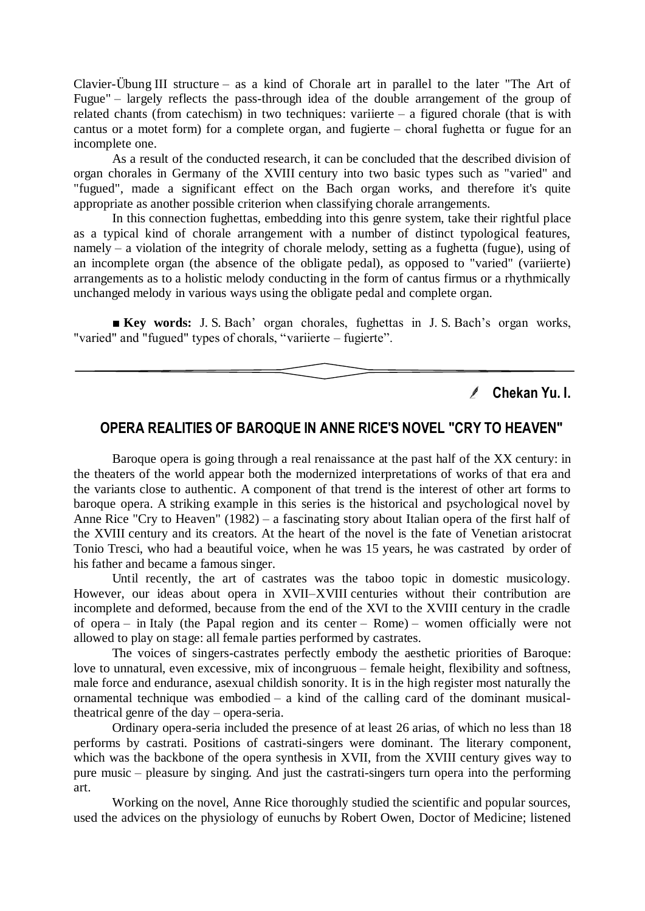Clavier-Übung III structure – as a kind of Chorale art in parallel to the later "The Art of Fugue" – largely reflects the pass-through idea of the double arrangement of the group of related chants (from catechism) in two techniques: variierte – a figured chorale (that is with cantus or a motet form) for a complete organ, and fugierte – choral fughetta or fugue for an incomplete one.

As a result of the conducted research, it can be concluded that the described division of organ chorales in Germany of the XVIII century into two basic types such as "varied" and "fugued", made a significant effect on the Bach organ works, and therefore it's quite appropriate as another possible criterion when classifying chorale arrangements.

In this connection fughettas, embedding into this genre system, take their rightful place as a typical kind of chorale arrangement with a number of distinct typological features, namely – a violation of the integrity of chorale melody, setting as a fughetta (fugue), using of an incomplete organ (the absence of the obligate pedal), as opposed to "varied" (variierte) arrangements as to a holistic melody conducting in the form of cantus firmus or a rhythmically unchanged melody in various ways using the obligate pedal and complete organ.

■ **Key words:** J. S. Bach' organ chorales, fughettas in J. S. Bach's organ works, "varied" and "fugued" types of chorals, "variierte – fugierte".

---

**Chekan Yu. I.**

## OPERA REALITIES OF BAROQUE IN ANNE RICE'S NOVEL "CRY TO HEAVEN"

Baroque opera is going through a real renaissance at the past half of the XX century: in the theaters of the world appear both the modernized interpretations of works of that era and the variants close to authentic. A component of that trend is the interest of other art forms to baroque opera. A striking example in this series is the historical and psychological novel by Anne Rice "Cry to Heaven" (1982) – a fascinating story about Italian opera of the first half of the XVIII century and its creators. At the heart of the novel is the fate of Venetian aristocrat Tonio Tresci, who had a beautiful voice, when he was 15 years, he was castrated by order of his father and became a famous singer.

Until recently, the art of castrates was the taboo topic in domestic musicology. However, our ideas about opera in XVII–XVIII centuries without their contribution are incomplete and deformed, because from the end of the XVI to the XVIII century in the cradle of opera – in Italy (the Papal region and its center – Rome) – women officially were not allowed to play on stage: all female parties performed by castrates.

The voices of singers-castrates perfectly embody the aesthetic priorities of Baroque: love to unnatural, even excessive, mix of incongruous – female height, flexibility and softness, male force and endurance, asexual childish sonority. It is in the high register most naturally the ornamental technique was embodied – a kind of the calling card of the dominant musical-theatrical genre of the day – opera-seria.

Ordinary opera-seria included the presence of at least 26 arias, of which no less than 18 performs by castrati. Positions of castrati-singers were dominant. The literary component, which was the backbone of the opera synthesis in XVII, from the XVIII century gives way to pure music – pleasure by singing. And just the castrati-singers turn opera into the performing art.

Working on the novel, Anne Rice thoroughly studied the scientific and popular sources, used the advices on the physiology of eunuchs by Robert Owen, Doctor of Medicine; listened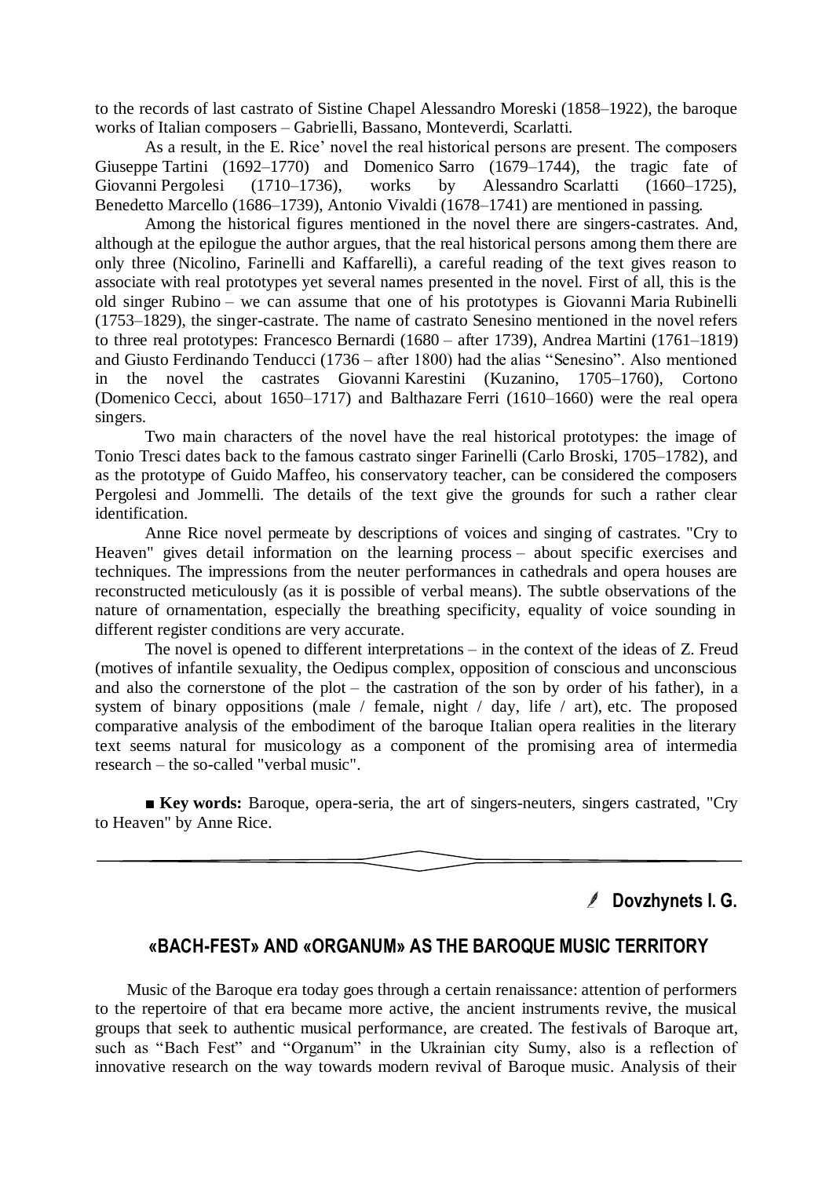to the records of last castrato of Sistine Chapel Alessandro Moreski (1858–1922), the baroque works of Italian composers – Gabrielli, Bassano, Monteverdi, Scarlatti.

As a result, in the E. Rice' novel the real historical persons are present. The composers Giuseppe Tartini (1692–1770) and Domenico Sarro (1679–1744), the tragic fate of Giovanni Pergolesi (1710–1736), works by Alessandro Scarlatti (1660–1725), Benedetto Marcello (1686–1739), Antonio Vivaldi (1678–1741) are mentioned in passing.

Among the historical figures mentioned in the novel there are singers-castrates. And, although at the epilogue the author argues, that the real historical persons among them there are only three (Nicolino, Farinelli and Kaffarelli), a careful reading of the text gives reason to associate with real prototypes yet several names presented in the novel. First of all, this is the old singer Rubino – we can assume that one of his prototypes is Giovanni Maria Rubinelli (1753–1829), the singer-castrate. The name of castrato Senesino mentioned in the novel refers to three real prototypes: Francesco Bernardi (1680 – after 1739), Andrea Martini (1761–1819) and Giusto Ferdinando Tenducci (1736 – after 1800) had the alias "Senesino". Also mentioned in the novel the castrates Giovanni Karestini (Kuzanino, 1705–1760), Cortono (Domenico Cecci, about 1650–1717) and Balthazare Ferri (1610–1660) were the real opera singers.

Two main characters of the novel have the real historical prototypes: the image of Tonio Tresci dates back to the famous castrato singer Farinelli (Carlo Broski, 1705–1782), and as the prototype of Guido Maffeo, his conservatory teacher, can be considered the composers Pergolesi and Jommelli. The details of the text give the grounds for such a rather clear identification.

Anne Rice novel permeate by descriptions of voices and singing of castrates. "Cry to Heaven" gives detail information on the learning process – about specific exercises and techniques. The impressions from the neuter performances in cathedrals and opera houses are reconstructed meticulously (as it is possible of verbal means). The subtle observations of the nature of ornamentation, especially the breathing specificity, equality of voice sounding in different register conditions are very accurate.

The novel is opened to different interpretations – in the context of the ideas of Z. Freud (motives of infantile sexuality, the Oedipus complex, opposition of conscious and unconscious and also the cornerstone of the plot – the castration of the son by order of his father), in a system of binary oppositions (male / female, night / day, life / art), etc. The proposed comparative analysis of the embodiment of the baroque Italian opera realities in the literary text seems natural for musicology as a component of the promising area of intermedia research – the so-called "verbal music".

■ **Key words:** Baroque, opera-seria, the art of singers-neuters, singers castrated, "Cry to Heaven" by Anne Rice.

---

**Dovzhynets I. G.**

## «BACH-FEST» AND «ORGANUM» AS THE BAROQUE MUSIC TERRITORY

Music of the Baroque era today goes through a certain renaissance: attention of performers to the repertoire of that era became more active, the ancient instruments revive, the musical groups that seek to authentic musical performance, are created. The festivals of Baroque art, such as "Bach Fest" and "Organum" in the Ukrainian city Sumy, also is a reflection of innovative research on the way towards modern revival of Baroque music. Analysis of their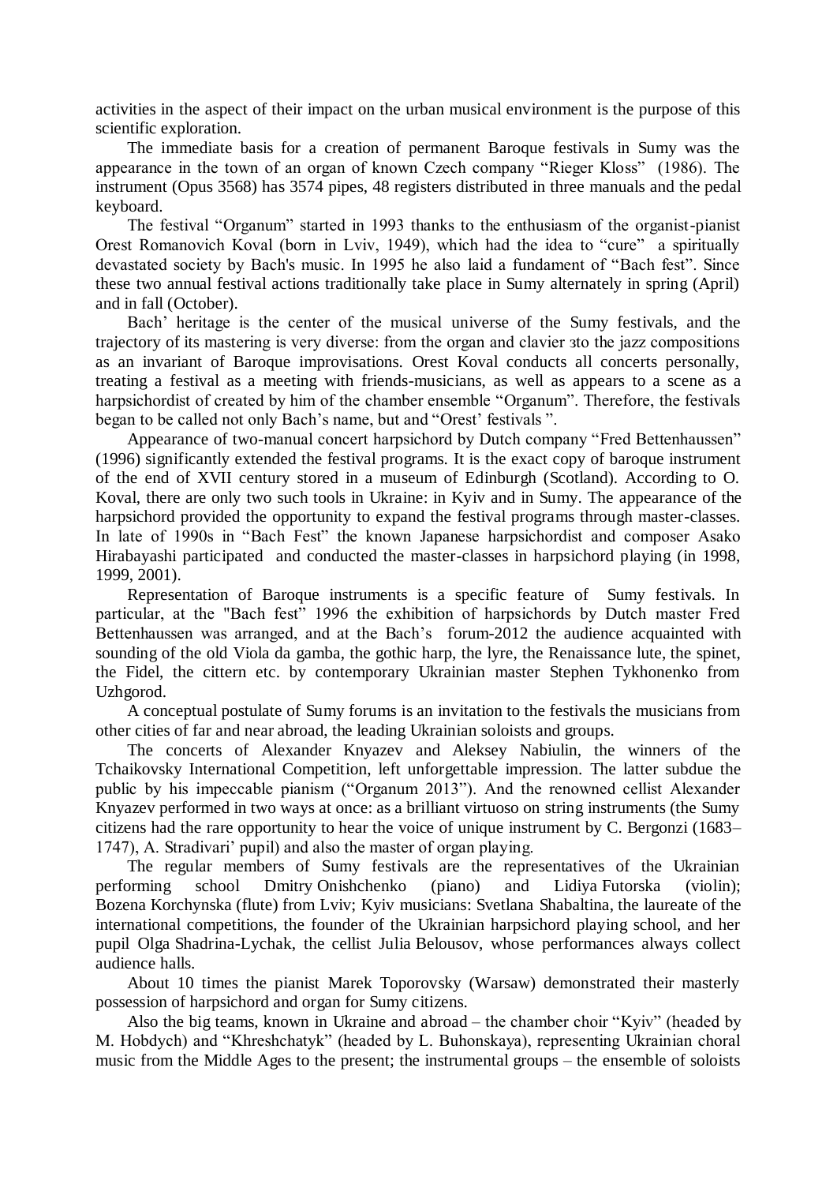activities in the aspect of their impact on the urban musical environment is the purpose of this scientific exploration.

The immediate basis for a creation of permanent Baroque festivals in Sumy was the appearance in the town of an organ of known Czech company "Rieger Kloss" (1986). The instrument (Opus 3568) has 3574 pipes, 48 registers distributed in three manuals and the pedal keyboard.

The festival "Organum" started in 1993 thanks to the enthusiasm of the organist-pianist Orest Romanovich Koval (born in Lviv, 1949), which had the idea to "cure" a spiritually devastated society by Bach's music. In 1995 he also laid a fundament of "Bach fest". Since these two annual festival actions traditionally take place in Sumy alternately in spring (April) and in fall (October).

Bach' heritage is the center of the musical universe of the Sumy festivals, and the trajectory of its mastering is very diverse: from the organ and clavier зto the jazz compositions as an invariant of Baroque improvisations. Orest Koval conducts all concerts personally, treating a festival as a meeting with friends-musicians, as well as appears to a scene as a harpsichordist of created by him of the chamber ensemble "Organum". Therefore, the festivals began to be called not only Bach's name, but and "Orest' festivals ".

Appearance of two-manual concert harpsichord by Dutch company "Fred Bettenhaussen" (1996) significantly extended the festival programs. It is the exact copy of baroque instrument of the end of XVII century stored in a museum of Edinburgh (Scotland). According to O. Koval, there are only two such tools in Ukraine: in Kyiv and in Sumy. The appearance of the harpsichord provided the opportunity to expand the festival programs through master-classes. In late of 1990s in "Bach Fest" the known Japanese harpsichordist and composer Asako Hirabayashi participated and conducted the master-classes in harpsichord playing (in 1998, 1999, 2001).

Representation of Baroque instruments is a specific feature of Sumy festivals. In particular, at the "Bach fest" 1996 the exhibition of harpsichords by Dutch master Fred Bettenhaussen was arranged, and at the Bach's forum-2012 the audience acquainted with sounding of the old Viola da gamba, the gothic harp, the lyre, the Renaissance lute, the spinet, the Fidel, the cittern etc. by contemporary Ukrainian master Stephen Tykhonenko from Uzhgorod.

A conceptual postulate of Sumy forums is an invitation to the festivals the musicians from other cities of far and near abroad, the leading Ukrainian soloists and groups.

The concerts of Alexander Knyazev and Aleksey Nabiulin, the winners of the Tchaikovsky International Competition, left unforgettable impression. The latter subdue the public by his impeccable pianism ("Organum 2013"). And the renowned cellist Alexander Knyazev performed in two ways at once: as a brilliant virtuoso on string instruments (the Sumy citizens had the rare opportunity to hear the voice of unique instrument by C. Bergonzi (1683–1747), A. Stradivari' pupil) and also the master of organ playing.

The regular members of Sumy festivals are the representatives of the Ukrainian performing school Dmitry Onishchenko (piano) and Lidiya Futorska (violin); Bozena Korchynska (flute) from Lviv; Kyiv musicians: Svetlana Shabaltina, the laureate of the international competitions, the founder of the Ukrainian harpsichord playing school, and her pupil Olga Shadrina-Lychak, the cellist Julia Belousov, whose performances always collect audience halls.

About 10 times the pianist Marek Toporovsky (Warsaw) demonstrated their masterly possession of harpsichord and organ for Sumy citizens.

Also the big teams, known in Ukraine and abroad – the chamber choir "Kyiv" (headed by M. Hobdych) and "Khreshchatyk" (headed by L. Buhonskaya), representing Ukrainian choral music from the Middle Ages to the present; the instrumental groups – the ensemble of soloists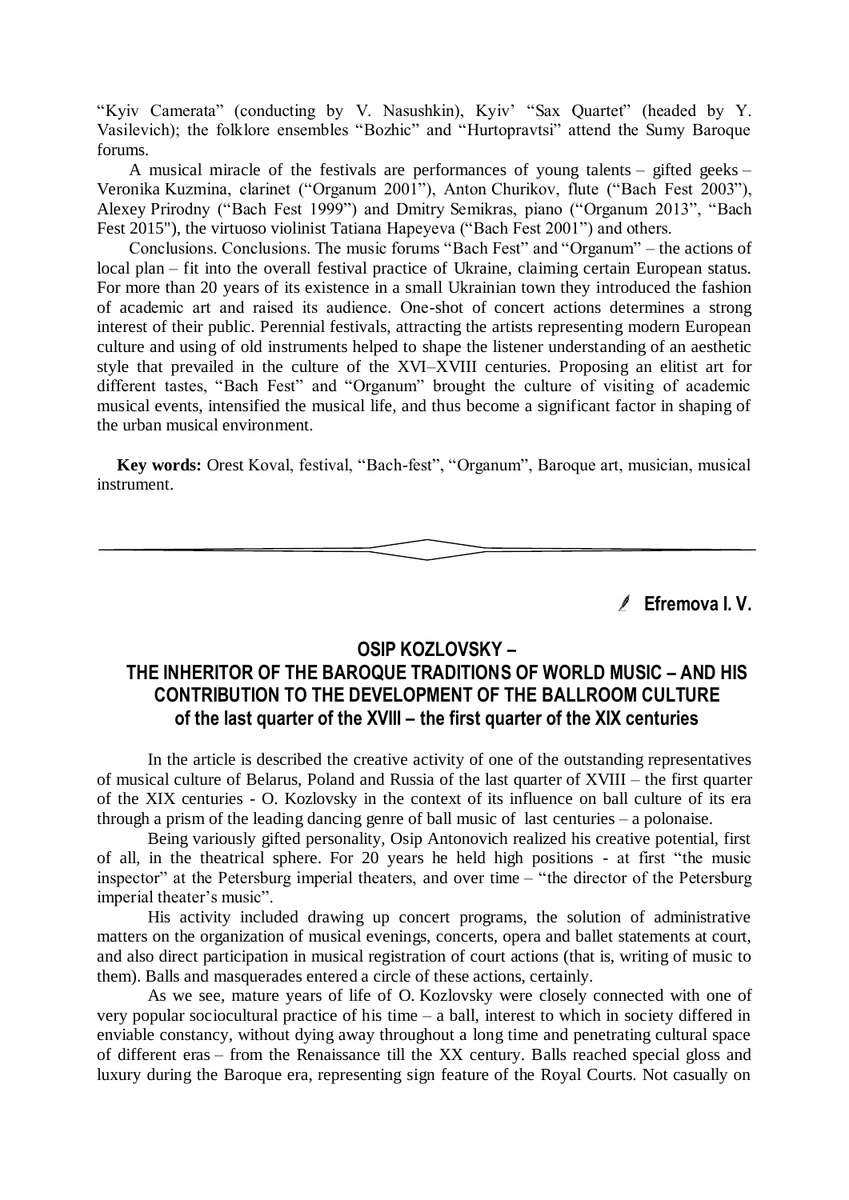"Kyiv Camerata" (conducting by V. Nasushkin), Kyiv' "Sax Quartet" (headed by Y. Vasilevich); the folklore ensembles "Bozhic" and "Hurtopravtsi" attend the Sumy Baroque forums.

A musical miracle of the festivals are performances of young talents – gifted geeks – Veronika Kuzmina, clarinet ("Organum 2001"), Anton Churikov, flute ("Bach Fest 2003"), Alexey Prirodny ("Bach Fest 1999") and Dmitry Semikras, piano ("Organum 2013", "Bach Fest 2015"), the virtuoso violinist Tatiana Hapeyeva ("Bach Fest 2001") and others.

Conclusions. Conclusions. The music forums "Bach Fest" and "Organum" – the actions of local plan – fit into the overall festival practice of Ukraine, claiming certain European status. For more than 20 years of its existence in a small Ukrainian town they introduced the fashion of academic art and raised its audience. One-shot of concert actions determines a strong interest of their public. Perennial festivals, attracting the artists representing modern European culture and using of old instruments helped to shape the listener understanding of an aesthetic style that prevailed in the culture of the XVI–XVIII centuries. Proposing an elitist art for different tastes, "Bach Fest" and "Organum" brought the culture of visiting of academic musical events, intensified the musical life, and thus become a significant factor in shaping of the urban musical environment.

**Key words:** Orest Koval, festival, "Bach-fest", "Organum", Baroque art, musician, musical instrument.

---

**Efremova I. V.**

## OSIP KOZLOVSKY – THE INHERITOR OF THE BAROQUE TRADITIONS OF WORLD MUSIC – AND HIS CONTRIBUTION TO THE DEVELOPMENT OF THE BALLROOM CULTURE of the last quarter of the XVIII – the first quarter of the XIX centuries

In the article is described the creative activity of one of the outstanding representatives of musical culture of Belarus, Poland and Russia of the last quarter of XVIII – the first quarter of the XIX centuries - O. Kozlovsky in the context of its influence on ball culture of its era through a prism of the leading dancing genre of ball music of last centuries – a polonaise.

Being variously gifted personality, Osip Antonovich realized his creative potential, first of all, in the theatrical sphere. For 20 years he held high positions - at first "the music inspector" at the Petersburg imperial theaters, and over time – "the director of the Petersburg imperial theater's music".

His activity included drawing up concert programs, the solution of administrative matters on the organization of musical evenings, concerts, opera and ballet statements at court, and also direct participation in musical registration of court actions (that is, writing of music to them). Balls and masquerades entered a circle of these actions, certainly.

As we see, mature years of life of O. Kozlovsky were closely connected with one of very popular sociocultural practice of his time – a ball, interest to which in society differed in enviable constancy, without dying away throughout a long time and penetrating cultural space of different eras – from the Renaissance till the XX century. Balls reached special gloss and luxury during the Baroque era, representing sign feature of the Royal Courts. Not casually on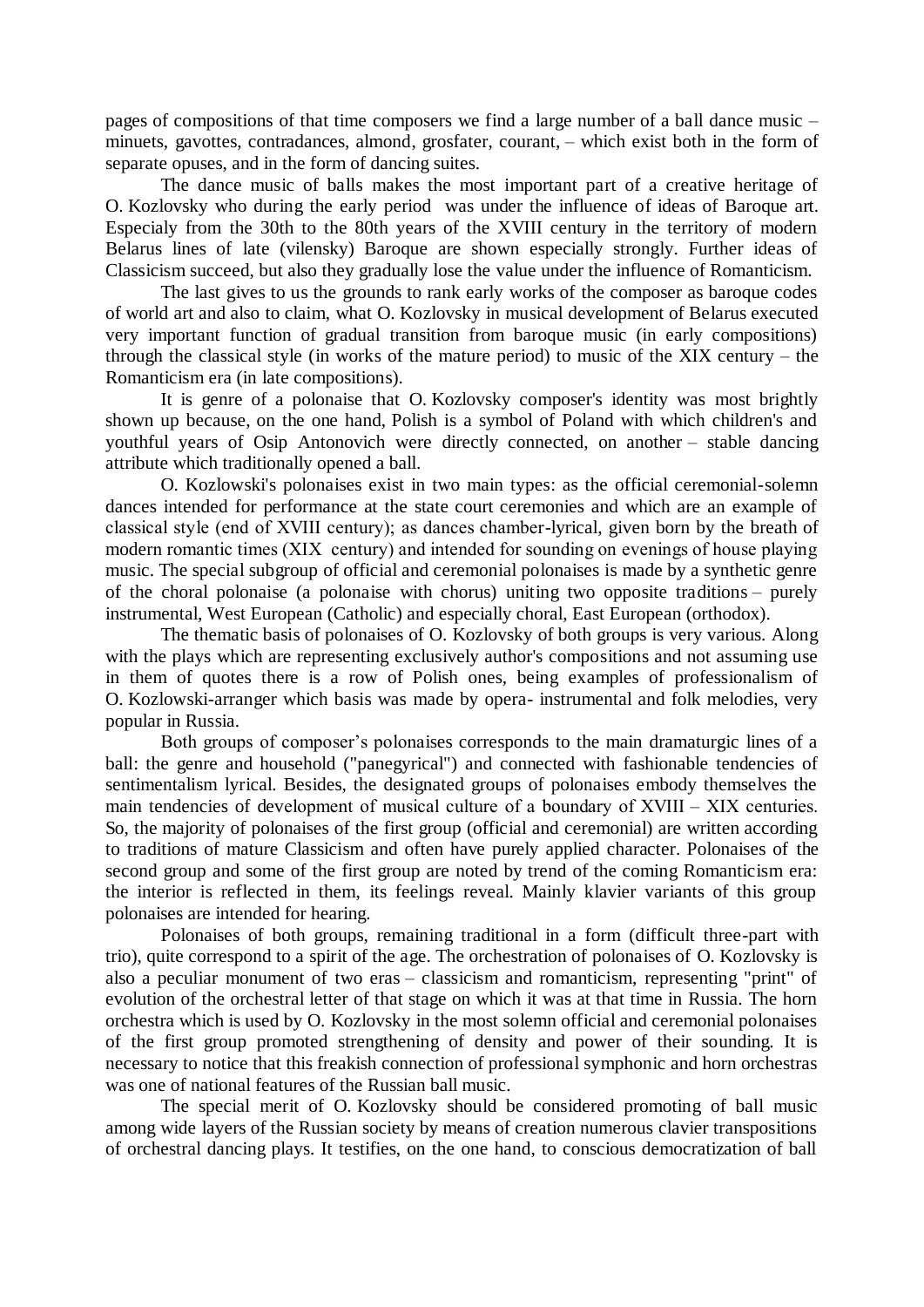pages of compositions of that time composers we find a large number of a ball dance music – minuets, gavottes, contradances, almond, grosfater, courant, – which exist both in the form of separate opuses, and in the form of dancing suites.

The dance music of balls makes the most important part of a creative heritage of O. Kozlovsky who during the early period was under the influence of ideas of Baroque art. Especialy from the 30th to the 80th years of the XVIII century in the territory of modern Belarus lines of late (vilensky) Baroque are shown especially strongly. Further ideas of Classicism succeed, but also they gradually lose the value under the influence of Romanticism.

The last gives to us the grounds to rank early works of the composer as baroque codes of world art and also to claim, what O. Kozlovsky in musical development of Belarus executed very important function of gradual transition from baroque music (in early compositions) through the classical style (in works of the mature period) to music of the XIX century – the Romanticism era (in late compositions).

It is genre of a polonaise that O. Kozlovsky composer's identity was most brightly shown up because, on the one hand, Polish is a symbol of Poland with which children's and youthful years of Osip Antonovich were directly connected, on another – stable dancing attribute which traditionally opened a ball.

O. Kozlowski's polonaises exist in two main types: as the official ceremonial-solemn dances intended for performance at the state court ceremonies and which are an example of classical style (end of XVIII century); as dances chamber-lyrical, given born by the breath of modern romantic times (XIX century) and intended for sounding on evenings of house playing music. The special subgroup of official and ceremonial polonaises is made by a synthetic genre of the choral polonaise (a polonaise with chorus) uniting two opposite traditions – purely instrumental, West European (Catholic) and especially choral, East European (orthodox).

The thematic basis of polonaises of O. Kozlovsky of both groups is very various. Along with the plays which are representing exclusively author's compositions and not assuming use in them of quotes there is a row of Polish ones, being examples of professionalism of O. Kozlowski-arranger which basis was made by opera- instrumental and folk melodies, very popular in Russia.

Both groups of composer's polonaises corresponds to the main dramaturgic lines of a ball: the genre and household ("panegyrical") and connected with fashionable tendencies of sentimentalism lyrical. Besides, the designated groups of polonaises embody themselves the main tendencies of development of musical culture of a boundary of XVIII – XIX centuries. So, the majority of polonaises of the first group (official and ceremonial) are written according to traditions of mature Classicism and often have purely applied character. Polonaises of the second group and some of the first group are noted by trend of the coming Romanticism era: the interior is reflected in them, its feelings reveal. Mainly klavier variants of this group polonaises are intended for hearing.

Polonaises of both groups, remaining traditional in a form (difficult three-part with trio), quite correspond to a spirit of the age. The orchestration of polonaises of O. Kozlovsky is also a peculiar monument of two eras – classicism and romanticism, representing "print" of evolution of the orchestral letter of that stage on which it was at that time in Russia. The horn orchestra which is used by O. Kozlovsky in the most solemn official and ceremonial polonaises of the first group promoted strengthening of density and power of their sounding. It is necessary to notice that this freakish connection of professional symphonic and horn orchestras was one of national features of the Russian ball music.

The special merit of O. Kozlovsky should be considered promoting of ball music among wide layers of the Russian society by means of creation numerous clavier transpositions of orchestral dancing plays. It testifies, on the one hand, to conscious democratization of ball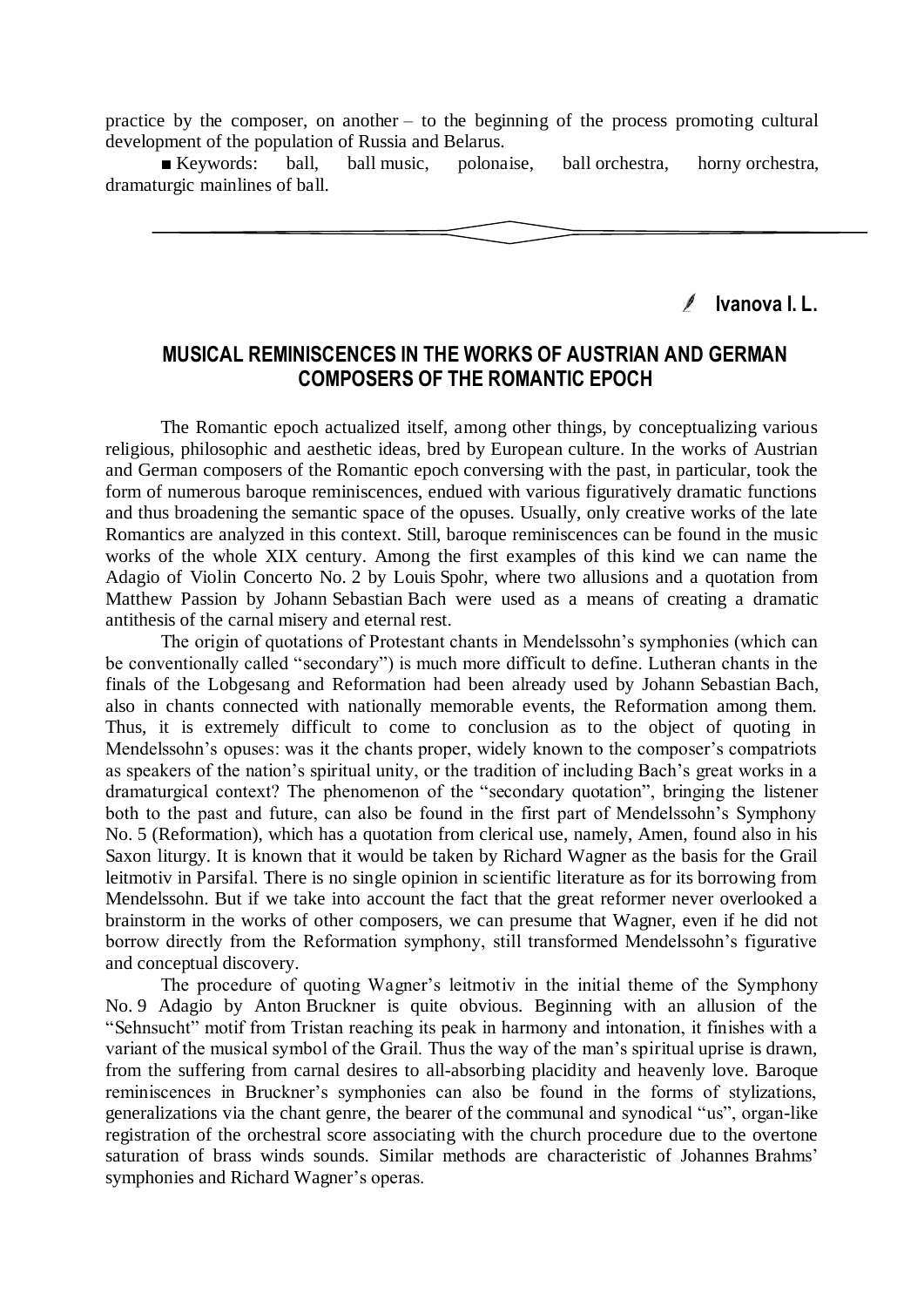practice by the composer, on another – to the beginning of the process promoting cultural development of the population of Russia and Belarus.

■ Keywords: ball, ball music, polonaise, ball orchestra, horny orchestra, dramaturgic mainlines of ball.

---

**Ivanova I. L.**

## MUSICAL REMINISCENCES IN THE WORKS OF AUSTRIAN AND GERMAN COMPOSERS OF THE ROMANTIC EPOCH

The Romantic epoch actualized itself, among other things, by conceptualizing various religious, philosophic and aesthetic ideas, bred by European culture. In the works of Austrian and German composers of the Romantic epoch conversing with the past, in particular, took the form of numerous baroque reminiscences, endued with various figuratively dramatic functions and thus broadening the semantic space of the opuses. Usually, only creative works of the late Romantics are analyzed in this context. Still, baroque reminiscences can be found in the music works of the whole XIX century. Among the first examples of this kind we can name the Adagio of Violin Concerto No. 2 by Louis Spohr, where two allusions and a quotation from Matthew Passion by Johann Sebastian Bach were used as a means of creating a dramatic antithesis of the carnal misery and eternal rest.

The origin of quotations of Protestant chants in Mendelssohn's symphonies (which can be conventionally called "secondary") is much more difficult to define. Lutheran chants in the finals of the Lobgesang and Reformation had been already used by Johann Sebastian Bach, also in chants connected with nationally memorable events, the Reformation among them. Thus, it is extremely difficult to come to conclusion as to the object of quoting in Mendelssohn's opuses: was it the chants proper, widely known to the composer's compatriots as speakers of the nation's spiritual unity, or the tradition of including Bach's great works in a dramaturgical context? The phenomenon of the "secondary quotation", bringing the listener both to the past and future, can also be found in the first part of Mendelssohn's Symphony No. 5 (Reformation), which has a quotation from clerical use, namely, Amen, found also in his Saxon liturgy. It is known that it would be taken by Richard Wagner as the basis for the Grail leitmotiv in Parsifal. There is no single opinion in scientific literature as for its borrowing from Mendelssohn. But if we take into account the fact that the great reformer never overlooked a brainstorm in the works of other composers, we can presume that Wagner, even if he did not borrow directly from the Reformation symphony, still transformed Mendelssohn's figurative and conceptual discovery.

The procedure of quoting Wagner's leitmotiv in the initial theme of the Symphony No. 9 Adagio by Anton Bruckner is quite obvious. Beginning with an allusion of the "Sehnsucht" motif from Tristan reaching its peak in harmony and intonation, it finishes with a variant of the musical symbol of the Grail. Thus the way of the man's spiritual uprise is drawn, from the suffering from carnal desires to all-absorbing placidity and heavenly love. Baroque reminiscences in Bruckner's symphonies can also be found in the forms of stylizations, generalizations via the chant genre, the bearer of the communal and synodical "us", organ-like registration of the orchestral score associating with the church procedure due to the overtone saturation of brass winds sounds. Similar methods are characteristic of Johannes Brahms' symphonies and Richard Wagner's operas.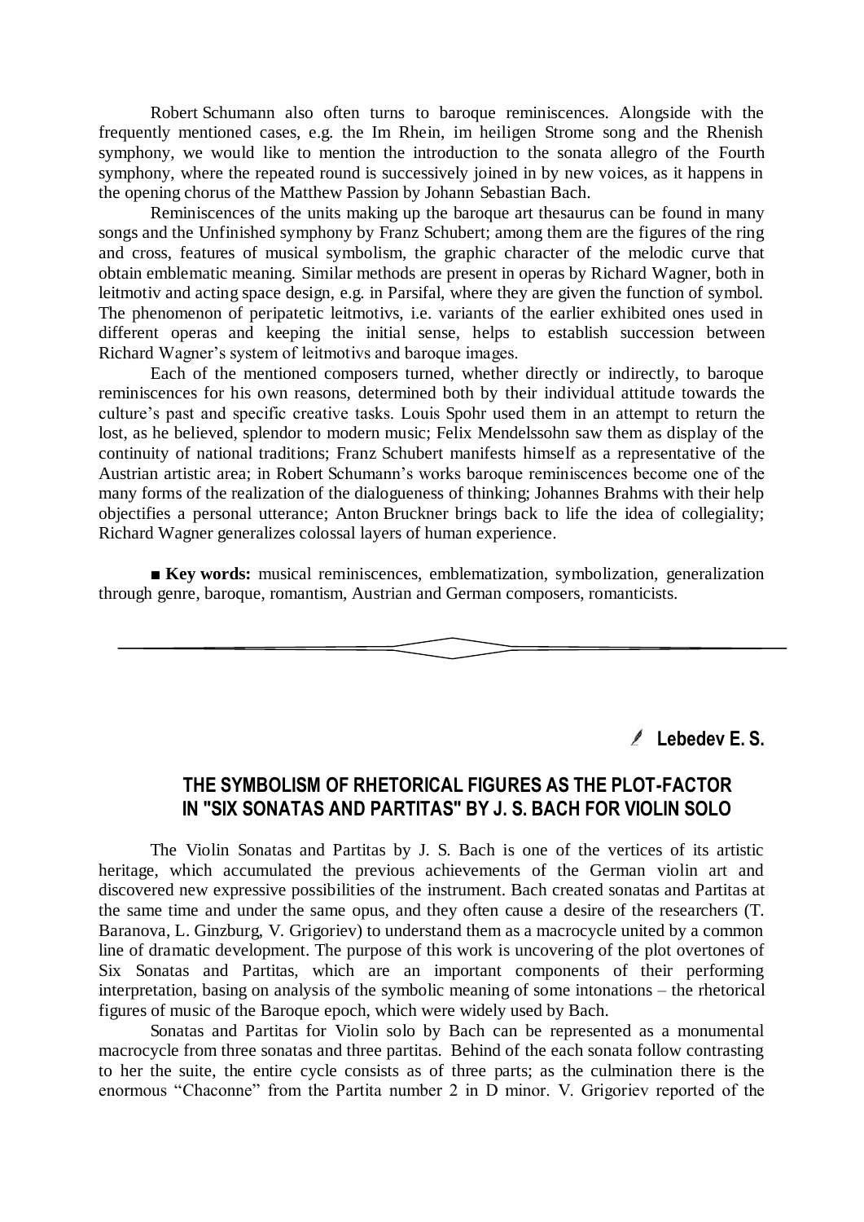Robert Schumann also often turns to baroque reminiscences. Alongside with the frequently mentioned cases, e.g. the Im Rhein, im heiligen Strome song and the Rhenish symphony, we would like to mention the introduction to the sonata allegro of the Fourth symphony, where the repeated round is successively joined in by new voices, as it happens in the opening chorus of the Matthew Passion by Johann Sebastian Bach.

Reminiscences of the units making up the baroque art thesaurus can be found in many songs and the Unfinished symphony by Franz Schubert; among them are the figures of the ring and cross, features of musical symbolism, the graphic character of the melodic curve that obtain emblematic meaning. Similar methods are present in operas by Richard Wagner, both in leitmotiv and acting space design, e.g. in Parsifal, where they are given the function of symbol. The phenomenon of peripatetic leitmotivs, i.e. variants of the earlier exhibited ones used in different operas and keeping the initial sense, helps to establish succession between Richard Wagner's system of leitmotivs and baroque images.

Each of the mentioned composers turned, whether directly or indirectly, to baroque reminiscences for his own reasons, determined both by their individual attitude towards the culture's past and specific creative tasks. Louis Spohr used them in an attempt to return the lost, as he believed, splendor to modern music; Felix Mendelssohn saw them as display of the continuity of national traditions; Franz Schubert manifests himself as a representative of the Austrian artistic area; in Robert Schumann's works baroque reminiscences become one of the many forms of the realization of the dialogueness of thinking; Johannes Brahms with their help objectifies a personal utterance; Anton Bruckner brings back to life the idea of collegiality; Richard Wagner generalizes colossal layers of human experience.

■ **Key words:** musical reminiscences, emblematization, symbolization, generalization through genre, baroque, romantism, Austrian and German composers, romanticists.

**Lebedev E. S.**

## THE SYMBOLISM OF RHETORICAL FIGURES AS THE PLOT-FACTOR IN "SIX SONATAS AND PARTITAS" BY J. S. BACH FOR VIOLIN SOLO

The Violin Sonatas and Partitas by J. S. Bach is one of the vertices of its artistic heritage, which accumulated the previous achievements of the German violin art and discovered new expressive possibilities of the instrument. Bach created sonatas and Partitas at the same time and under the same opus, and they often cause a desire of the researchers (T. Baranova, L. Ginzburg, V. Grigoriev) to understand them as a macrocycle united by a common line of dramatic development. The purpose of this work is uncovering of the plot overtones of Six Sonatas and Partitas, which are an important components of their performing interpretation, basing on analysis of the symbolic meaning of some intonations – the rhetorical figures of music of the Baroque epoch, which were widely used by Bach.

Sonatas and Partitas for Violin solo by Bach can be represented as a monumental macrocycle from three sonatas and three partitas. Behind of the each sonata follow contrasting to her the suite, the entire cycle consists as of three parts; as the culmination there is the enormous "Chaconne" from the Partita number 2 in D minor. V. Grigoriev reported of the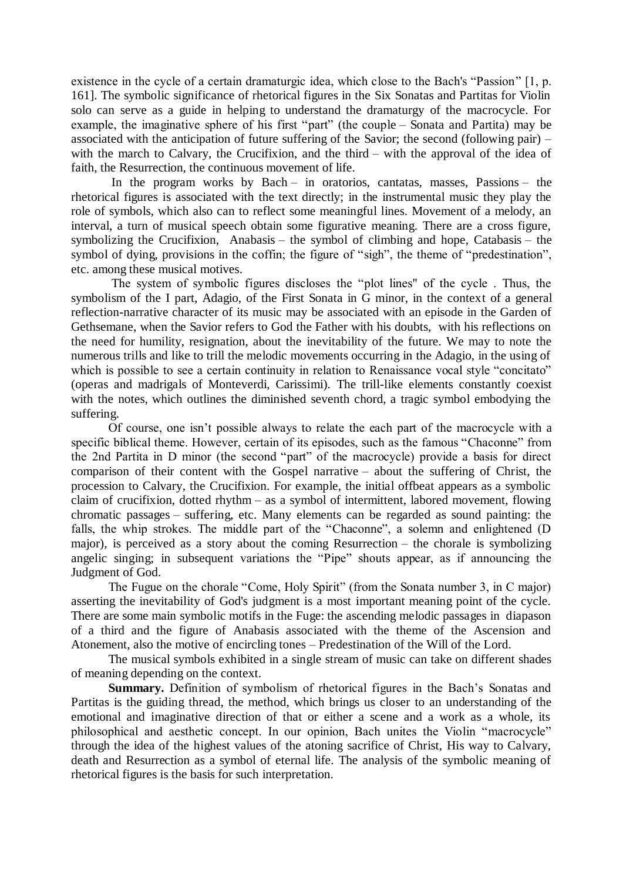existence in the cycle of a certain dramaturgic idea, which close to the Bach's "Passion" [1, p. 161]. The symbolic significance of rhetorical figures in the Six Sonatas and Partitas for Violin solo can serve as a guide in helping to understand the dramaturgy of the macrocycle. For example, the imaginative sphere of his first "part" (the couple – Sonata and Partita) may be associated with the anticipation of future suffering of the Savior; the second (following pair) – with the march to Calvary, the Crucifixion, and the third – with the approval of the idea of faith, the Resurrection, the continuous movement of life.

In the program works by Bach – in oratorios, cantatas, masses, Passions – the rhetorical figures is associated with the text directly; in the instrumental music they play the role of symbols, which also can to reflect some meaningful lines. Movement of a melody, an interval, a turn of musical speech obtain some figurative meaning. There are a cross figure, symbolizing the Crucifixion, Anabasis – the symbol of climbing and hope, Catabasis – the symbol of dying, provisions in the coffin; the figure of "sigh", the theme of "predestination", etc. among these musical motives.

The system of symbolic figures discloses the "plot lines" of the cycle . Thus, the symbolism of the I part, Adagio, of the First Sonata in G minor, in the context of a general reflection-narrative character of its music may be associated with an episode in the Garden of Gethsemane, when the Savior refers to God the Father with his doubts, with his reflections on the need for humility, resignation, about the inevitability of the future. We may to note the numerous trills and like to trill the melodic movements occurring in the Adagio, in the using of which is possible to see a certain continuity in relation to Renaissance vocal style "concitato" (operas and madrigals of Monteverdi, Carissimi). The trill-like elements constantly coexist with the notes, which outlines the diminished seventh chord, a tragic symbol embodying the suffering.

Of course, one isn't possible always to relate the each part of the macrocycle with a specific biblical theme. However, certain of its episodes, such as the famous "Chaconne" from the 2nd Partita in D minor (the second "part" of the macrocycle) provide a basis for direct comparison of their content with the Gospel narrative – about the suffering of Christ, the procession to Calvary, the Crucifixion. For example, the initial offbeat appears as a symbolic claim of crucifixion, dotted rhythm – as a symbol of intermittent, labored movement, flowing chromatic passages – suffering, etc. Many elements can be regarded as sound painting: the falls, the whip strokes. The middle part of the "Chaconne", a solemn and enlightened (D major), is perceived as a story about the coming Resurrection – the chorale is symbolizing angelic singing; in subsequent variations the "Pipe" shouts appear, as if announcing the Judgment of God.

The Fugue on the chorale "Come, Holy Spirit" (from the Sonata number 3, in C major) asserting the inevitability of God's judgment is a most important meaning point of the cycle. There are some main symbolic motifs in the Fuge: the ascending melodic passages in diapason of a third and the figure of Anabasis associated with the theme of the Ascension and Atonement, also the motive of encircling tones – Predestination of the Will of the Lord.

The musical symbols exhibited in a single stream of music can take on different shades of meaning depending on the context.

**Summary.** Definition of symbolism of rhetorical figures in the Bach's Sonatas and Partitas is the guiding thread, the method, which brings us closer to an understanding of the emotional and imaginative direction of that or either a scene and a work as a whole, its philosophical and aesthetic concept. In our opinion, Bach unites the Violin "macrocycle" through the idea of the highest values of the atoning sacrifice of Christ, His way to Calvary, death and Resurrection as a symbol of eternal life. The analysis of the symbolic meaning of rhetorical figures is the basis for such interpretation.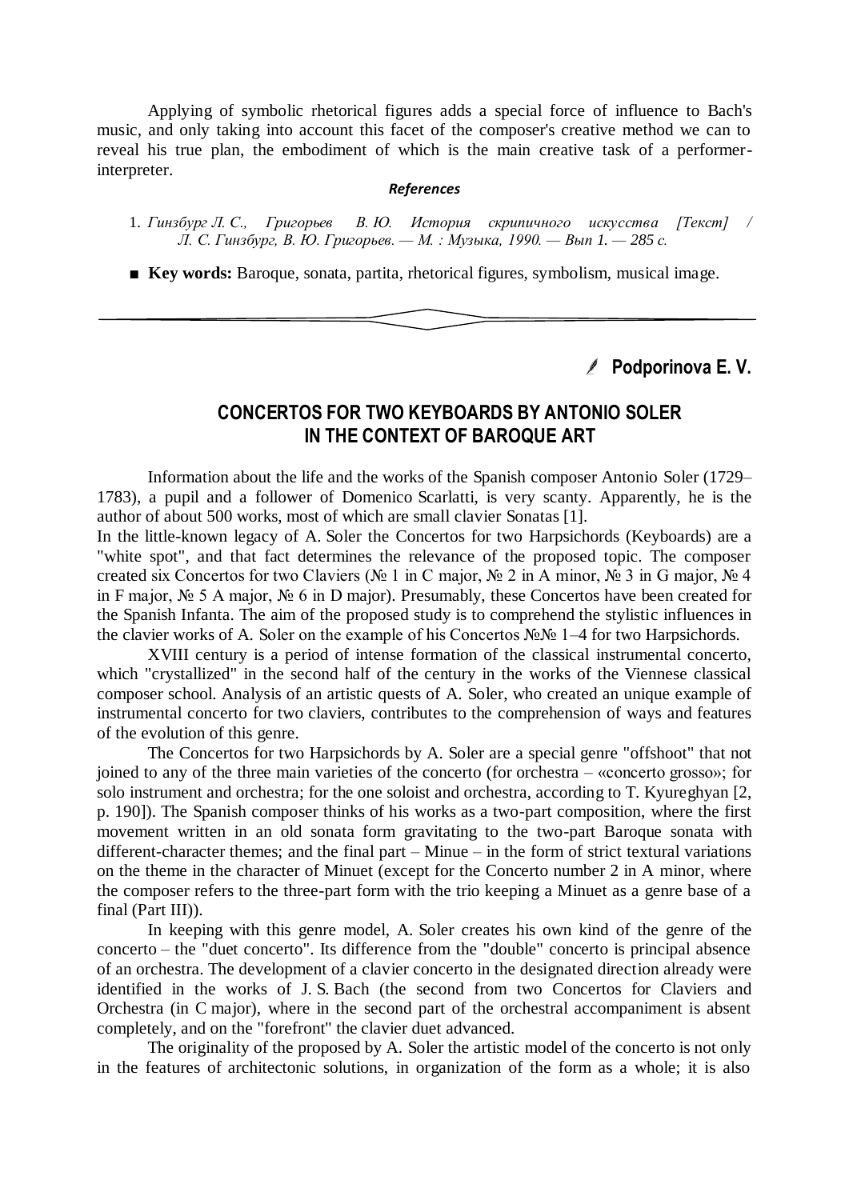Applying of symbolic rhetorical figures adds a special force of influence to Bach's music, and only taking into account this facet of the composer's creative method we can to reveal his true plan, the embodiment of which is the main creative task of a performer-interpreter.

***References***

1. *Гинзбург Л. С., Григорьев В. Ю. История скрипичного искусства [Текст] / Л. С. Гинзбург, В. Ю. Григорьев. — М. : Музыка, 1990. — Вып 1. — 285 с.*

■ **Key words:** Baroque, sonata, partita, rhetorical figures, symbolism, musical image.

---

**Podporinova E. V.**

## CONCERTOS FOR TWO KEYBOARDS BY ANTONIO SOLER IN THE CONTEXT OF BAROQUE ART

Information about the life and the works of the Spanish composer Antonio Soler (1729–1783), a pupil and a follower of Domenico Scarlatti, is very scanty. Apparently, he is the author of about 500 works, most of which are small clavier Sonatas [1].

In the little-known legacy of A. Soler the Concertos for two Harpsichords (Keyboards) are a "white spot", and that fact determines the relevance of the proposed topic. The composer created six Concertos for two Claviers (№ 1 in C major, № 2 in A minor, № 3 in G major, № 4 in F major, № 5 A major, № 6 in D major). Presumably, these Concertos have been created for the Spanish Infanta. The aim of the proposed study is to comprehend the stylistic influences in the clavier works of A. Soler on the example of his Concertos №№ 1–4 for two Harpsichords.

XVIII century is a period of intense formation of the classical instrumental concerto, which "crystallized" in the second half of the century in the works of the Viennese classical composer school. Analysis of an artistic quests of A. Soler, who created an unique example of instrumental concerto for two claviers, contributes to the comprehension of ways and features of the evolution of this genre.

The Concertos for two Harpsichords by A. Soler are a special genre "offshoot" that not joined to any of the three main varieties of the concerto (for orchestra – «concerto grosso»; for solo instrument and orchestra; for the one soloist and orchestra, according to T. Kyureghyan [2, p. 190]). The Spanish composer thinks of his works as a two-part composition, where the first movement written in an old sonata form gravitating to the two-part Baroque sonata with different-character themes; and the final part – Minue – in the form of strict textural variations on the theme in the character of Minuet (except for the Concerto number 2 in A minor, where the composer refers to the three-part form with the trio keeping a Minuet as a genre base of a final (Part III)).

In keeping with this genre model, A. Soler creates his own kind of the genre of the concerto – the "duet concerto". Its difference from the "double" concerto is principal absence of an orchestra. The development of a clavier concerto in the designated direction already were identified in the works of J. S. Bach (the second from two Concertos for Claviers and Orchestra (in C major), where in the second part of the orchestral accompaniment is absent completely, and on the "forefront" the clavier duet advanced.

The originality of the proposed by A. Soler the artistic model of the concerto is not only in the features of architectonic solutions, in organization of the form as a whole; it is also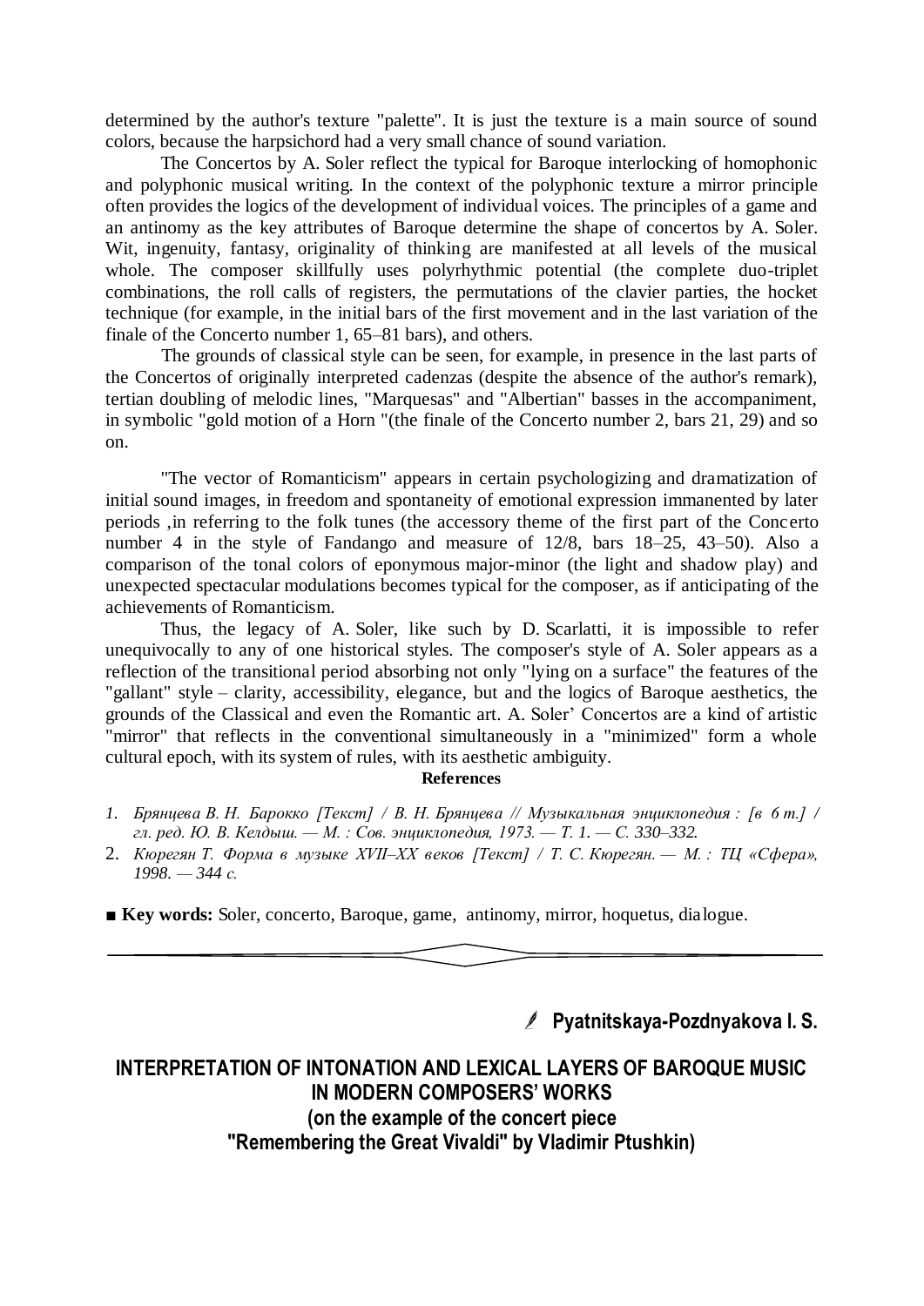determined by the author's texture "palette". It is just the texture is a main source of sound colors, because the harpsichord had a very small chance of sound variation.

The Concertos by A. Soler reflect the typical for Baroque interlocking of homophonic and polyphonic musical writing. In the context of the polyphonic texture a mirror principle often provides the logics of the development of individual voices. The principles of a game and an antinomy as the key attributes of Baroque determine the shape of concertos by A. Soler. Wit, ingenuity, fantasy, originality of thinking are manifested at all levels of the musical whole. The composer skillfully uses polyrhythmic potential (the complete duo-triplet combinations, the roll calls of registers, the permutations of the clavier parties, the hocket technique (for example, in the initial bars of the first movement and in the last variation of the finale of the Concerto number 1, 65–81 bars), and others.

The grounds of classical style can be seen, for example, in presence in the last parts of the Concertos of originally interpreted cadenzas (despite the absence of the author's remark), tertian doubling of melodic lines, "Marquesas" and "Albertian" basses in the accompaniment, in symbolic "gold motion of a Horn "(the finale of the Concerto number 2, bars 21, 29) and so on.

"The vector of Romanticism" appears in certain psychologizing and dramatization of initial sound images, in freedom and spontaneity of emotional expression immanented by later periods ,in referring to the folk tunes (the accessory theme of the first part of the Concerto number 4 in the style of Fandango and measure of 12/8, bars 18–25, 43–50). Also a comparison of the tonal colors of eponymous major-minor (the light and shadow play) and unexpected spectacular modulations becomes typical for the composer, as if anticipating of the achievements of Romanticism.

Thus, the legacy of A. Soler, like such by D. Scarlatti, it is impossible to refer unequivocally to any of one historical styles. The composer's style of A. Soler appears as a reflection of the transitional period absorbing not only "lying on a surface" the features of the "gallant" style – clarity, accessibility, elegance, but and the logics of Baroque aesthetics, the grounds of the Classical and even the Romantic art. A. Soler' Concertos are a kind of artistic "mirror" that reflects in the conventional simultaneously in a "minimized" form a whole cultural epoch, with its system of rules, with its aesthetic ambiguity.

**References**

1. *Брянцева В. Н. Барокко [Текст] / В. Н. Брянцева // Музыкальная энциклопедия : [в 6 т.] / гл. ред. Ю. В. Келдыш. — М. : Сов. энциклопедия, 1973. — Т. 1. — С. 330–332.*
2. *Кюрегян Т. Форма в музыке XVII–XX веков [Текст] / Т. С. Кюрегян. — М. : ТЦ «Сфера», 1998. — 344 с.*

■ **Key words:** Soler, concerto, Baroque, game, antinomy, mirror, hoquetus, dialogue.

---

**Pyatnitskaya-Pozdnyakova I. S.**

## INTERPRETATION OF INTONATION AND LEXICAL LAYERS OF BAROQUE MUSIC IN MODERN COMPOSERS' WORKS (on the example of the concert piece "Remembering the Great Vivaldi" by Vladimir Ptushkin)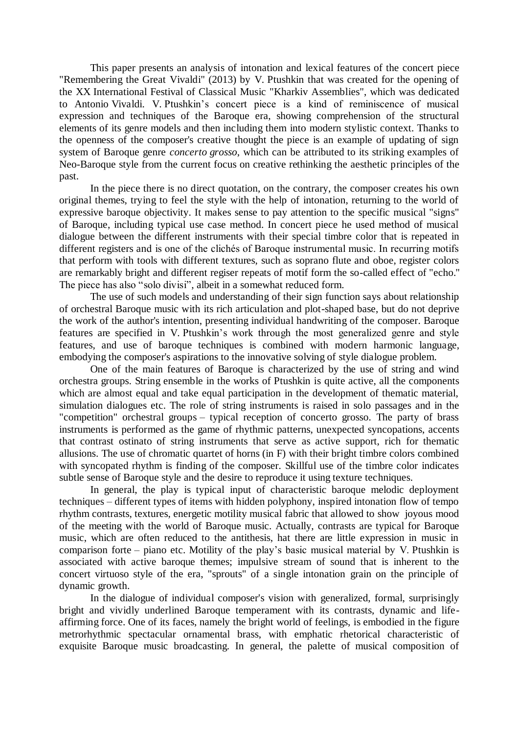This paper presents an analysis of intonation and lexical features of the concert piece "Remembering the Great Vivaldi" (2013) by V. Ptushkin that was created for the opening of the XX International Festival of Classical Music "Kharkiv Assemblies", which was dedicated to Antonio Vivaldi. V. Ptushkin's concert piece is a kind of reminiscence of musical expression and techniques of the Baroque era, showing comprehension of the structural elements of its genre models and then including them into modern stylistic context. Thanks to the openness of the composer's creative thought the piece is an example of updating of sign system of Baroque genre *concerto grosso*, which can be attributed to its striking examples of Neo-Baroque style from the current focus on creative rethinking the aesthetic principles of the past.

In the piece there is no direct quotation, on the contrary, the composer creates his own original themes, trying to feel the style with the help of intonation, returning to the world of expressive baroque objectivity. It makes sense to pay attention to the specific musical "signs" of Baroque, including typical use case method. In concert piece he used method of musical dialogue between the different instruments with their special timbre color that is repeated in different registers and is one of the clichés of Baroque instrumental music. In recurring motifs that perform with tools with different textures, such as soprano flute and oboe, register colors are remarkably bright and different regiser repeats of motif form the so-called effect of "echo." The piece has also "solo divisi", albeit in a somewhat reduced form.

The use of such models and understanding of their sign function says about relationship of orchestral Baroque music with its rich articulation and plot-shaped base, but do not deprive the work of the author's intention, presenting individual handwriting of the composer. Baroque features are specified in V. Ptushkin's work through the most generalized genre and style features, and use of baroque techniques is combined with modern harmonic language, embodying the composer's aspirations to the innovative solving of style dialogue problem.

One of the main features of Baroque is characterized by the use of string and wind orchestra groups. String ensemble in the works of Ptushkin is quite active, all the components which are almost equal and take equal participation in the development of thematic material, simulation dialogues etc. The role of string instruments is raised in solo passages and in the "competition" orchestral groups – typical reception of concerto grosso. The party of brass instruments is performed as the game of rhythmic patterns, unexpected syncopations, accents that contrast ostinato of string instruments that serve as active support, rich for thematic allusions. The use of chromatic quartet of horns (in F) with their bright timbre colors combined with syncopated rhythm is finding of the composer. Skillful use of the timbre color indicates subtle sense of Baroque style and the desire to reproduce it using texture techniques.

In general, the play is typical input of characteristic baroque melodic deployment techniques – different types of items with hidden polyphony, inspired intonation flow of tempo rhythm contrasts, textures, energetic motility musical fabric that allowed to show joyous mood of the meeting with the world of Baroque music. Actually, contrasts are typical for Baroque music, which are often reduced to the antithesis, hat there are little expression in music in comparison forte – piano etc. Motility of the play's basic musical material by V. Ptushkin is associated with active baroque themes; impulsive stream of sound that is inherent to the concert virtuoso style of the era, "sprouts" of a single intonation grain on the principle of dynamic growth.

In the dialogue of individual composer's vision with generalized, formal, surprisingly bright and vividly underlined Baroque temperament with its contrasts, dynamic and life-affirming force. One of its faces, namely the bright world of feelings, is embodied in the figure metrorhythmic spectacular ornamental brass, with emphatic rhetorical characteristic of exquisite Baroque music broadcasting. In general, the palette of musical composition of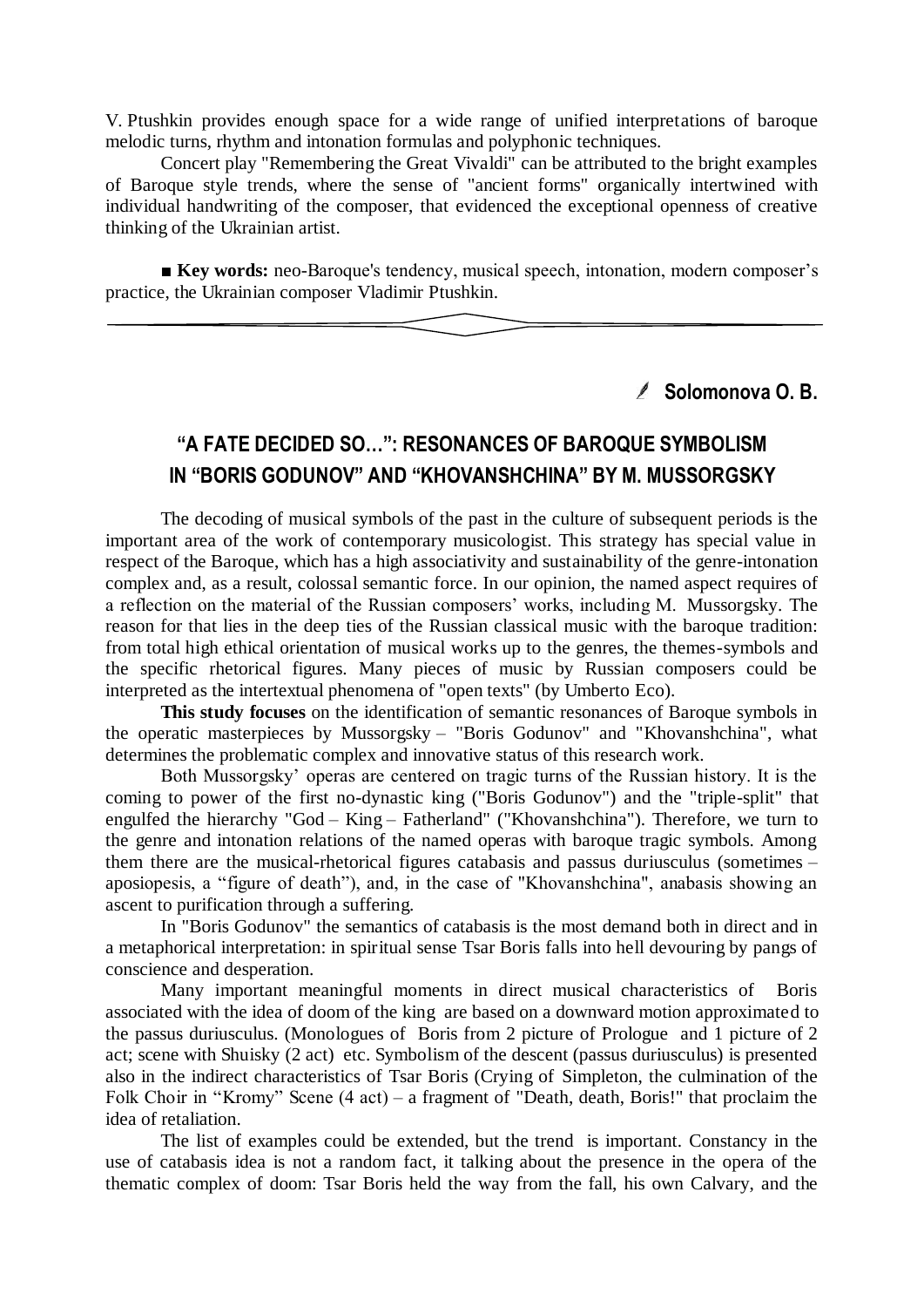V. Ptushkin provides enough space for a wide range of unified interpretations of baroque melodic turns, rhythm and intonation formulas and polyphonic techniques.

Concert play "Remembering the Great Vivaldi" can be attributed to the bright examples of Baroque style trends, where the sense of "ancient forms" organically intertwined with individual handwriting of the composer, that evidenced the exceptional openness of creative thinking of the Ukrainian artist.

■ **Key words:** neo-Baroque's tendency, musical speech, intonation, modern composer's practice, the Ukrainian composer Vladimir Ptushkin.

---

**Solomonova O. B.**

## "A FATE DECIDED SO…": RESONANCES OF BAROQUE SYMBOLISM IN "BORIS GODUNOV" AND "KHOVANSHCHINA" BY M. MUSSORGSKY

The decoding of musical symbols of the past in the culture of subsequent periods is the important area of the work of contemporary musicologist. This strategy has special value in respect of the Baroque, which has a high associativity and sustainability of the genre-intonation complex and, as a result, colossal semantic force. In our opinion, the named aspect requires of a reflection on the material of the Russian composers' works, including M. Mussorgsky. The reason for that lies in the deep ties of the Russian classical music with the baroque tradition: from total high ethical orientation of musical works up to the genres, the themes-symbols and the specific rhetorical figures. Many pieces of music by Russian composers could be interpreted as the intertextual phenomena of "open texts" (by Umberto Eco).

**This study focuses** on the identification of semantic resonances of Baroque symbols in the operatic masterpieces by Mussorgsky – "Boris Godunov" and "Khovanshchina", what determines the problematic complex and innovative status of this research work.

Both Mussorgsky' operas are centered on tragic turns of the Russian history. It is the coming to power of the first no-dynastic king ("Boris Godunov") and the "triple-split" that engulfed the hierarchy "God – King – Fatherland" ("Khovanshchina"). Therefore, we turn to the genre and intonation relations of the named operas with baroque tragic symbols. Among them there are the musical-rhetorical figures catabasis and passus duriusculus (sometimes – aposiopesis, a "figure of death"), and, in the case of "Khovanshchina", anabasis showing an ascent to purification through a suffering.

In "Boris Godunov" the semantics of catabasis is the most demand both in direct and in a metaphorical interpretation: in spiritual sense Tsar Boris falls into hell devouring by pangs of conscience and desperation.

Many important meaningful moments in direct musical characteristics of Boris associated with the idea of doom of the king are based on a downward motion approximated to the passus duriusculus. (Monologues of Boris from 2 picture of Prologue and 1 picture of 2 act; scene with Shuisky (2 act) etc. Symbolism of the descent (passus duriusculus) is presented also in the indirect characteristics of Tsar Boris (Crying of Simpleton, the culmination of the Folk Choir in "Kromy" Scene (4 act) – a fragment of "Death, death, Boris!" that proclaim the idea of retaliation.

The list of examples could be extended, but the trend is important. Constancy in the use of catabasis idea is not a random fact, it talking about the presence in the opera of the thematic complex of doom: Tsar Boris held the way from the fall, his own Calvary, and the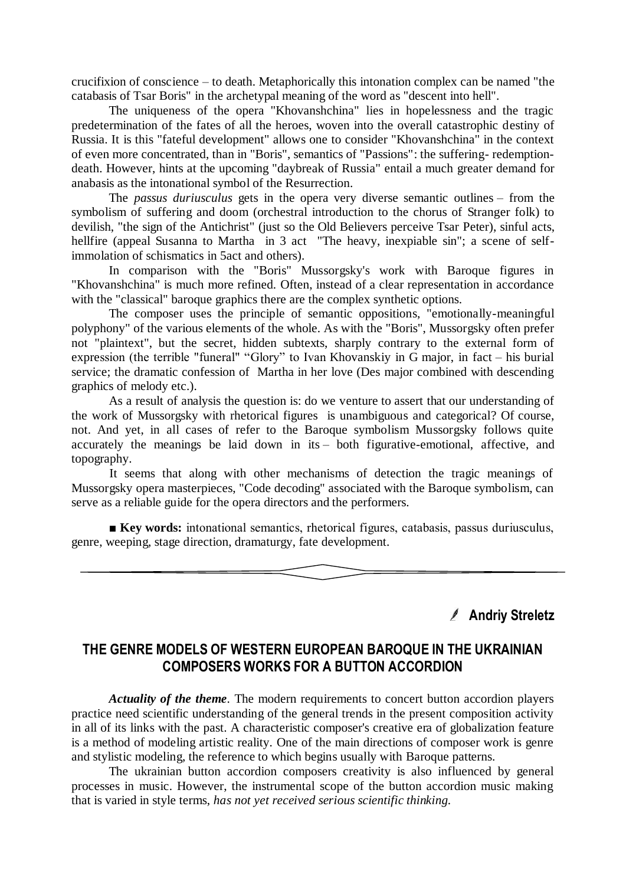crucifixion of conscience – to death. Metaphorically this intonation complex can be named "the catabasis of Tsar Boris" in the archetypal meaning of the word as "descent into hell".

The uniqueness of the opera "Khovanshchina" lies in hopelessness and the tragic predetermination of the fates of all the heroes, woven into the overall catastrophic destiny of Russia. It is this "fateful development" allows one to consider "Khovanshchina" in the context of even more concentrated, than in "Boris", semantics of "Passions": the suffering- redemption-death. However, hints at the upcoming "daybreak of Russia" entail a much greater demand for anabasis as the intonational symbol of the Resurrection.

The *passus duriusculus* gets in the opera very diverse semantic outlines – from the symbolism of suffering and doom (orchestral introduction to the chorus of Stranger folk) to devilish, "the sign of the Antichrist" (just so the Old Believers perceive Tsar Peter), sinful acts, hellfire (appeal Susanna to Martha in 3 act "The heavy, inexpiable sin"; a scene of self-immolation of schismatics in 5act and others).

In comparison with the "Boris" Mussorgsky's work with Baroque figures in "Khovanshchina" is much more refined. Often, instead of a clear representation in accordance with the "classical" baroque graphics there are the complex synthetic options.

The composer uses the principle of semantic oppositions, "emotionally-meaningful polyphony" of the various elements of the whole. As with the "Boris", Mussorgsky often prefer not "plaintext", but the secret, hidden subtexts, sharply contrary to the external form of expression (the terrible "funeral" "Glory" to Ivan Khovanskiy in G major, in fact – his burial service; the dramatic confession of Martha in her love (Des major combined with descending graphics of melody etc.).

As a result of analysis the question is: do we venture to assert that our understanding of the work of Mussorgsky with rhetorical figures is unambiguous and categorical? Of course, not. And yet, in all cases of refer to the Baroque symbolism Mussorgsky follows quite accurately the meanings be laid down in its – both figurative-emotional, affective, and topography.

It seems that along with other mechanisms of detection the tragic meanings of Mussorgsky opera masterpieces, "Code decoding" associated with the Baroque symbolism, can serve as a reliable guide for the opera directors and the performers.

■ **Key words:** intonational semantics, rhetorical figures, catabasis, passus duriusculus, genre, weeping, stage direction, dramaturgy, fate development.

---

**Andriy Streletz**

## THE GENRE MODELS OF WESTERN EUROPEAN BAROQUE IN THE UKRAINIAN COMPOSERS WORKS FOR A BUTTON ACCORDION

***Actuality of the theme***. The modern requirements to concert button accordion players practice need scientific understanding of the general trends in the present composition activity in all of its links with the past. A characteristic composer's creative era of globalization feature is a method of modeling artistic reality. One of the main directions of composer work is genre and stylistic modeling, the reference to which begins usually with Baroque patterns.

The ukrainian button accordion composers creativity is also influenced by general processes in music. However, the instrumental scope of the button accordion music making that is varied in style terms, *has not yet received serious scientific thinking.*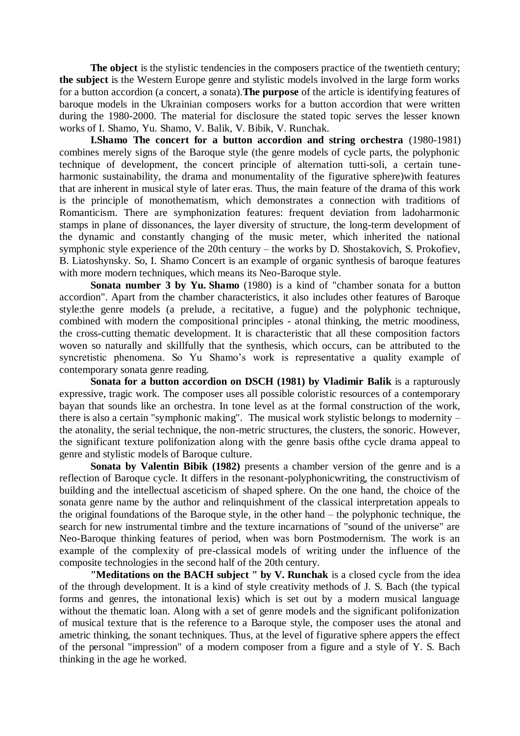**The object** is the stylistic tendencies in the composers practice of the twentieth century; **the subject** is the Western Europe genre and stylistic models involved in the large form works for a button accordion (a concert, a sonata).**The purpose** of the article is identifying features of baroque models in the Ukrainian composers works for a button accordion that were written during the 1980-2000. The material for disclosure the stated topic serves the lesser known works of I. Shamo, Yu. Shamo, V. Balik, V. Bibik, V. Runchak.

**I.Shamo The concert for a button accordion and string orchestra** (1980-1981) combines merely signs of the Baroque style (the genre models of cycle parts, the polyphonic technique of development, the concert principle of alternation tutti-soli, a certain tune-harmonic sustainability, the drama and monumentality of the figurative sphere)with features that are inherent in musical style of later eras. Thus, the main feature of the drama of this work is the principle of monothematism, which demonstrates a connection with traditions of Romanticism. There are symphonization features: frequent deviation from ladoharmonic stamps in plane of dissonances, the layer diversity of structure, the long-term development of the dynamic and constantly changing of the music meter, which inherited the national symphonic style experience of the 20th century – the works by D. Shostakovich, S. Prokofiev, B. Liatoshynsky. So, I. Shamo Concert is an example of organic synthesis of baroque features with more modern techniques, which means its Neo-Baroque style.

**Sonata number 3 by Yu. Shamo** (1980) is a kind of "chamber sonata for a button accordion". Apart from the chamber characteristics, it also includes other features of Baroque style:the genre models (a prelude, a recitative, a fugue) and the polyphonic technique, combined with modern the compositional principles - atonal thinking, the metric moodiness, the cross-cutting thematic development. It is characteristic that all these composition factors woven so naturally and skillfully that the synthesis, which occurs, can be attributed to the syncretistic phenomena. So Yu Shamo's work is representative a quality example of contemporary sonata genre reading.

**Sonata for a button accordion on DSCH (1981) by Vladimir Balik** is a rapturously expressive, tragic work. The composer uses all possible coloristic resources of a contemporary bayan that sounds like an orchestra. In tone level as at the formal construction of the work, there is also a certain "symphonic making". The musical work stylistic belongs to modernity – the atonality, the serial technique, the non-metric structures, the clusters, the sonoric. However, the significant texture polifonization along with the genre basis ofthe cycle drama appeal to genre and stylistic models of Baroque culture.

**Sonata by Valentin Bibik (1982)** presents a chamber version of the genre and is a reflection of Baroque cycle. It differs in the resonant-polyphonicwriting, the constructivism of building and the intellectual asceticism of shaped sphere. On the one hand, the choice of the sonata genre name by the author and relinquishment of the classical interpretation appeals to the original foundations of the Baroque style, in the other hand – the polyphonic technique, the search for new instrumental timbre and the texture incarnations of "sound of the universe" are Neo-Baroque thinking features of period, when was born Postmodernism. The work is an example of the complexity of pre-classical models of writing under the influence of the composite technologies in the second half of the 20th century.

**"Meditations on the BACH subject " by V. Runchak** is a closed cycle from the idea of the through development. It is a kind of style creativity methods of J. S. Bach (the typical forms and genres, the intonational lexis) which is set out by a modern musical language without the thematic loan. Along with a set of genre models and the significant polifonization of musical texture that is the reference to a Baroque style, the composer uses the atonal and ametric thinking, the sonant techniques. Thus, at the level of figurative sphere appers the effect of the personal "impression" of a modern composer from a figure and a style of Y. S. Bach thinking in the age he worked.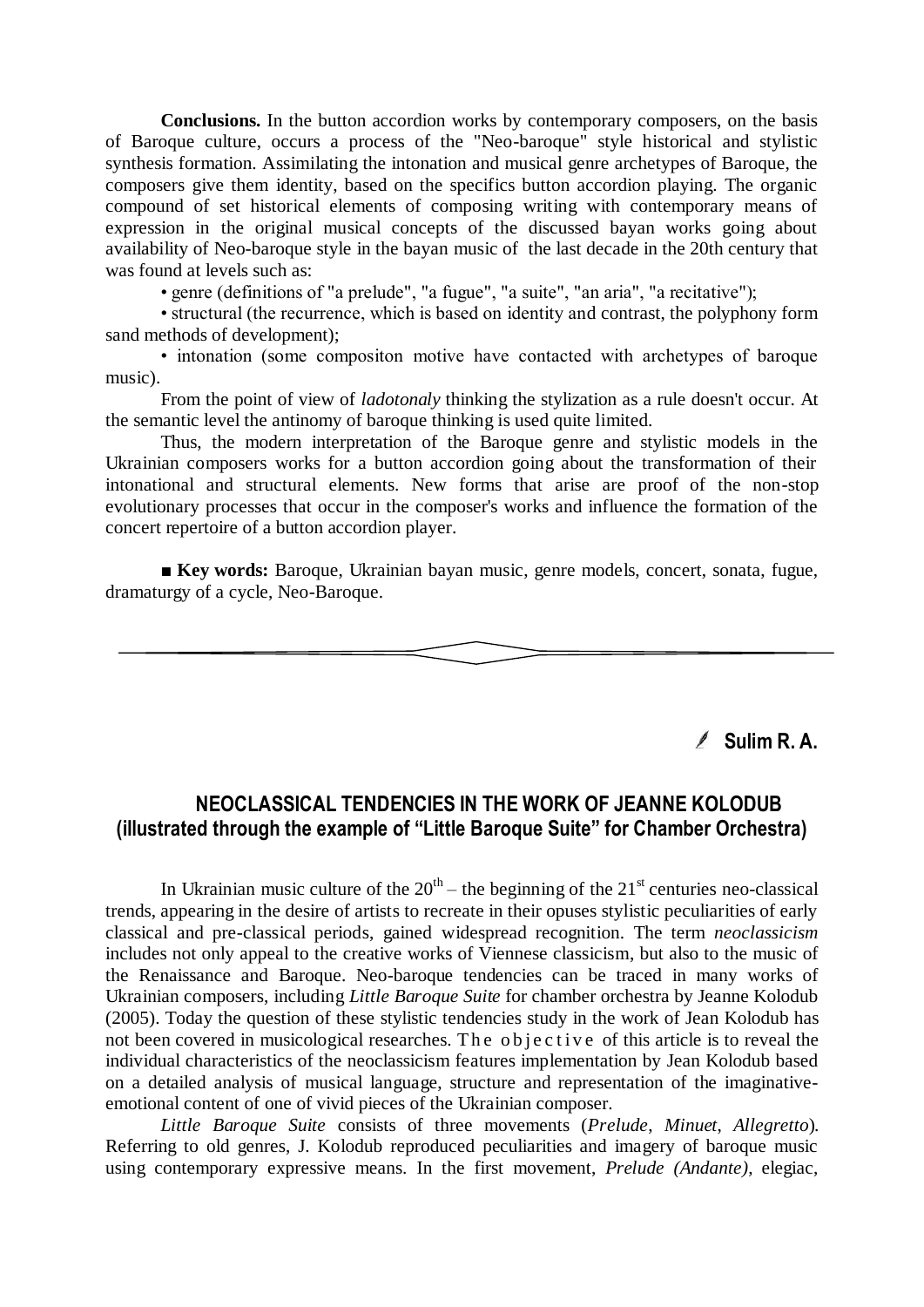**Conclusions.** In the button accordion works by contemporary composers, on the basis of Baroque culture, occurs a process of the "Neo-baroque" style historical and stylistic synthesis formation. Assimilating the intonation and musical genre archetypes of Baroque, the composers give them identity, based on the specifics button accordion playing. The organic compound of set historical elements of composing writing with contemporary means of expression in the original musical concepts of the discussed bayan works going about availability of Neo-baroque style in the bayan music of the last decade in the 20th century that was found at levels such as:

• genre (definitions of "a prelude", "a fugue", "a suite", "an aria", "a recitative");

• structural (the recurrence, which is based on identity and contrast, the polyphony form sand methods of development);

• intonation (some compositon motive have contacted with archetypes of baroque music).

From the point of view of *ladotonaly* thinking the stylization as a rule doesn't occur. At the semantic level the antinomy of baroque thinking is used quite limited.

Thus, the modern interpretation of the Baroque genre and stylistic models in the Ukrainian composers works for a button accordion going about the transformation of their intonational and structural elements. New forms that arise are proof of the non-stop evolutionary processes that occur in the composer's works and influence the formation of the concert repertoire of a button accordion player.

■ **Key words:** Baroque, Ukrainian bayan music, genre models, concert, sonata, fugue, dramaturgy of a cycle, Neo-Baroque.

---

**Sulim R. A.**

## NEOCLASSICAL TENDENCIES IN THE WORK OF JEANNE KOLODUB (illustrated through the example of "Little Baroque Suite" for Chamber Orchestra)

In Ukrainian music culture of the 20th – the beginning of the 21st centuries neo-classical trends, appearing in the desire of artists to recreate in their opuses stylistic peculiarities of early classical and pre-classical periods, gained widespread recognition. The term *neoclassicism* includes not only appeal to the creative works of Viennese classicism, but also to the music of the Renaissance and Baroque. Neo-baroque tendencies can be traced in many works of Ukrainian composers, including *Little Baroque Suite* for chamber orchestra by Jeanne Kolodub (2005). Today the question of these stylistic tendencies study in the work of Jean Kolodub has not been covered in musicological researches. The objective of this article is to reveal the individual characteristics of the neoclassicism features implementation by Jean Kolodub based on a detailed analysis of musical language, structure and representation of the imaginative-emotional content of one of vivid pieces of the Ukrainian composer.

*Little Baroque Suite* consists of three movements (*Prelude*, *Minuet*, *Allegretto*). Referring to old genres, J. Kolodub reproduced peculiarities and imagery of baroque music using contemporary expressive means. In the first movement, *Prelude (Andante)*, elegiac,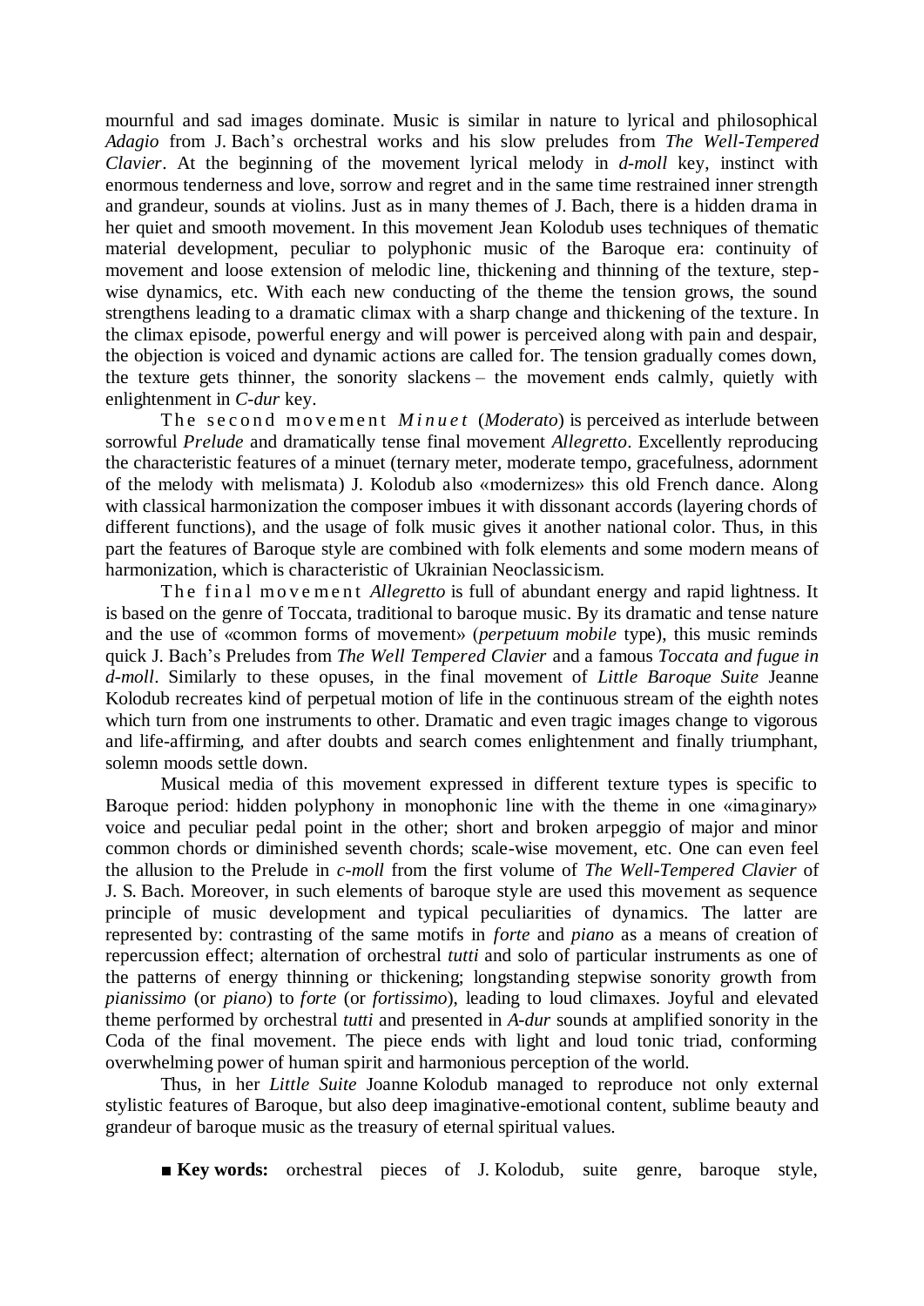mournful and sad images dominate. Music is similar in nature to lyrical and philosophical *Adagio* from J. Bach's orchestral works and his slow preludes from *The Well-Tempered Clavier*. At the beginning of the movement lyrical melody in *d-moll* key, instinct with enormous tenderness and love, sorrow and regret and in the same time restrained inner strength and grandeur, sounds at violins. Just as in many themes of J. Bach, there is a hidden drama in her quiet and smooth movement. In this movement Jean Kolodub uses techniques of thematic material development, peculiar to polyphonic music of the Baroque era: continuity of movement and loose extension of melodic line, thickening and thinning of the texture, step-wise dynamics, etc. With each new conducting of the theme the tension grows, the sound strengthens leading to a dramatic climax with a sharp change and thickening of the texture. In the climax episode, powerful energy and will power is perceived along with pain and despair, the objection is voiced and dynamic actions are called for. The tension gradually comes down, the texture gets thinner, the sonority slackens – the movement ends calmly, quietly with enlightenment in *C-dur* key.

The second movement *Minuet* (*Moderato*) is perceived as interlude between sorrowful *Prelude* and dramatically tense final movement *Allegretto*. Excellently reproducing the characteristic features of a minuet (ternary meter, moderate tempo, gracefulness, adornment of the melody with melismata) J. Kolodub also «modernizes» this old French dance. Along with classical harmonization the composer imbues it with dissonant accords (layering chords of different functions), and the usage of folk music gives it another national color. Thus, in this part the features of Baroque style are combined with folk elements and some modern means of harmonization, which is characteristic of Ukrainian Neoclassicism.

The final movement *Allegretto* is full of abundant energy and rapid lightness. It is based on the genre of Toccata, traditional to baroque music. By its dramatic and tense nature and the use of «common forms of movement» (*perpetuum mobile* type), this music reminds quick J. Bach's Preludes from *The Well Tempered Clavier* and a famous *Toccata and fugue in d-moll*. Similarly to these opuses, in the final movement of *Little Baroque Suite* Jeanne Kolodub recreates kind of perpetual motion of life in the continuous stream of the eighth notes which turn from one instruments to other. Dramatic and even tragic images change to vigorous and life-affirming, and after doubts and search comes enlightenment and finally triumphant, solemn moods settle down.

Musical media of this movement expressed in different texture types is specific to Baroque period: hidden polyphony in monophonic line with the theme in one «imaginary» voice and peculiar pedal point in the other; short and broken arpeggio of major and minor common chords or diminished seventh chords; scale-wise movement, etc. One can even feel the allusion to the Prelude in *c-moll* from the first volume of *The Well-Tempered Clavier* of J. S. Bach. Moreover, in such elements of baroque style are used this movement as sequence principle of music development and typical peculiarities of dynamics. The latter are represented by: contrasting of the same motifs in *forte* and *piano* as a means of creation of repercussion effect; alternation of orchestral *tutti* and solo of particular instruments as one of the patterns of energy thinning or thickening; longstanding stepwise sonority growth from *pianissimo* (or *piano*) to *forte* (or *fortissimo*), leading to loud climaxes. Joyful and elevated theme performed by orchestral *tutti* and presented in *A-dur* sounds at amplified sonority in the Coda of the final movement. The piece ends with light and loud tonic triad, conforming overwhelming power of human spirit and harmonious perception of the world.

Thus, in her *Little Suite* Joanne Kolodub managed to reproduce not only external stylistic features of Baroque, but also deep imaginative-emotional content, sublime beauty and grandeur of baroque music as the treasury of eternal spiritual values.

■ **Key words:** orchestral pieces of J. Kolodub, suite genre, baroque style,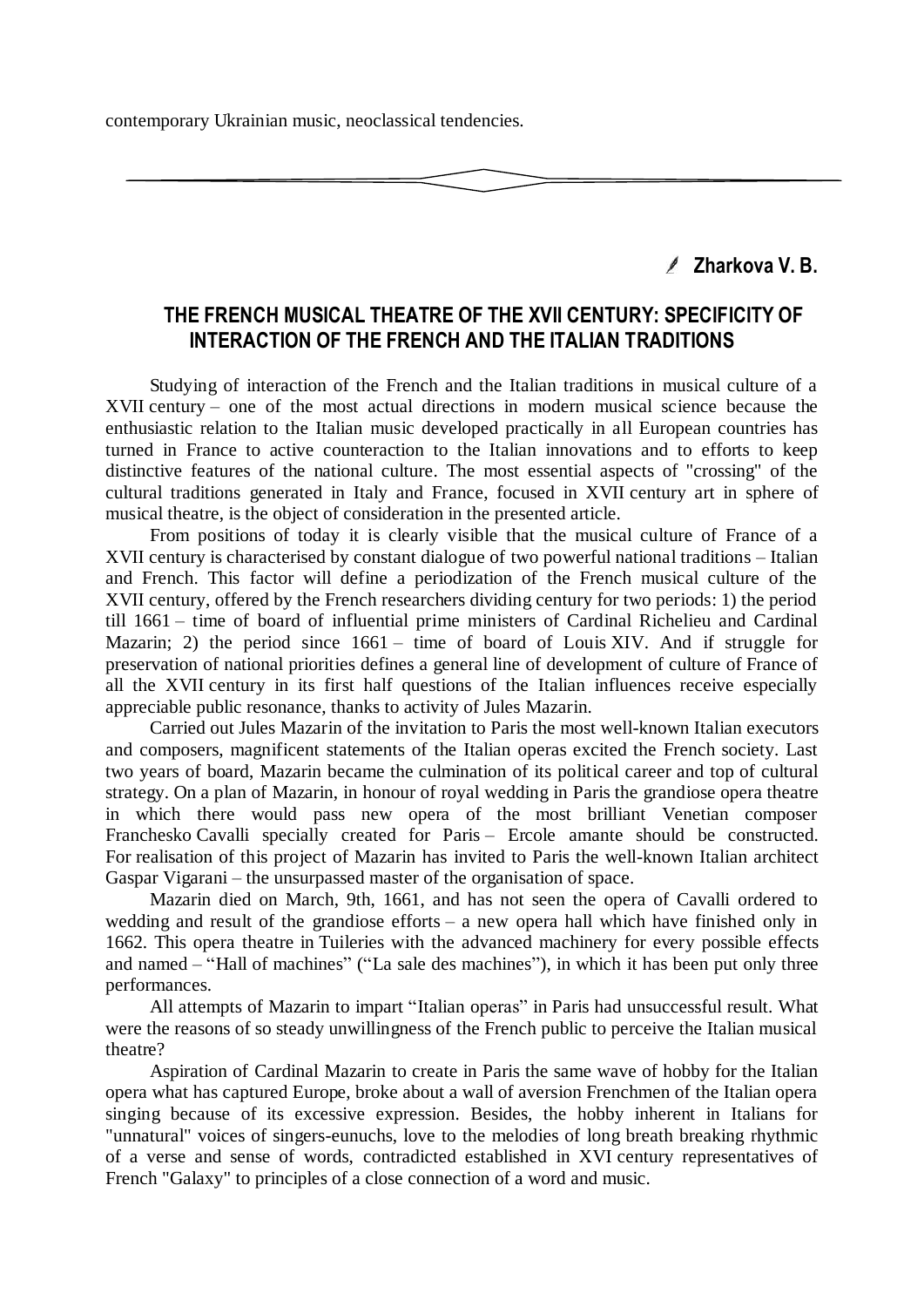contemporary Ukrainian music, neoclassical tendencies.

---

**Zharkova V. B.**

## THE FRENCH MUSICAL THEATRE OF THE XVII CENTURY: SPECIFICITY OF INTERACTION OF THE FRENCH AND THE ITALIAN TRADITIONS

Studying of interaction of the French and the Italian traditions in musical culture of a XVII century – one of the most actual directions in modern musical science because the enthusiastic relation to the Italian music developed practically in all European countries has turned in France to active counteraction to the Italian innovations and to efforts to keep distinctive features of the national culture. The most essential aspects of "crossing" of the cultural traditions generated in Italy and France, focused in XVII century art in sphere of musical theatre, is the object of consideration in the presented article.

From positions of today it is clearly visible that the musical culture of France of a XVII century is characterised by constant dialogue of two powerful national traditions – Italian and French. This factor will define a periodization of the French musical culture of the XVII century, offered by the French researchers dividing century for two periods: 1) the period till 1661 – time of board of influential prime ministers of Cardinal Richelieu and Cardinal Mazarin; 2) the period since 1661 – time of board of Louis XIV. And if struggle for preservation of national priorities defines a general line of development of culture of France of all the XVII century in its first half questions of the Italian influences receive especially appreciable public resonance, thanks to activity of Jules Mazarin.

Carried out Jules Mazarin of the invitation to Paris the most well-known Italian executors and composers, magnificent statements of the Italian operas excited the French society. Last two years of board, Mazarin became the culmination of its political career and top of cultural strategy. On a plan of Mazarin, in honour of royal wedding in Paris the grandiose opera theatre in which there would pass new opera of the most brilliant Venetian composer Franchesko Cavalli specially created for Paris – Ercole amante should be constructed. For realisation of this project of Mazarin has invited to Paris the well-known Italian architect Gaspar Vigarani – the unsurpassed master of the organisation of space.

Mazarin died on March, 9th, 1661, and has not seen the opera of Cavalli ordered to wedding and result of the grandiose efforts – a new opera hall which have finished only in 1662. This opera theatre in Tuileries with the advanced machinery for every possible effects and named – "Hall of machines" ("La sale des machines"), in which it has been put only three performances.

All attempts of Mazarin to impart "Italian operas" in Paris had unsuccessful result. What were the reasons of so steady unwillingness of the French public to perceive the Italian musical theatre?

Aspiration of Cardinal Mazarin to create in Paris the same wave of hobby for the Italian opera what has captured Europe, broke about a wall of aversion Frenchmen of the Italian opera singing because of its excessive expression. Besides, the hobby inherent in Italians for "unnatural" voices of singers-eunuchs, love to the melodies of long breath breaking rhythmic of a verse and sense of words, contradicted established in XVI century representatives of French "Galaxy" to principles of a close connection of a word and music.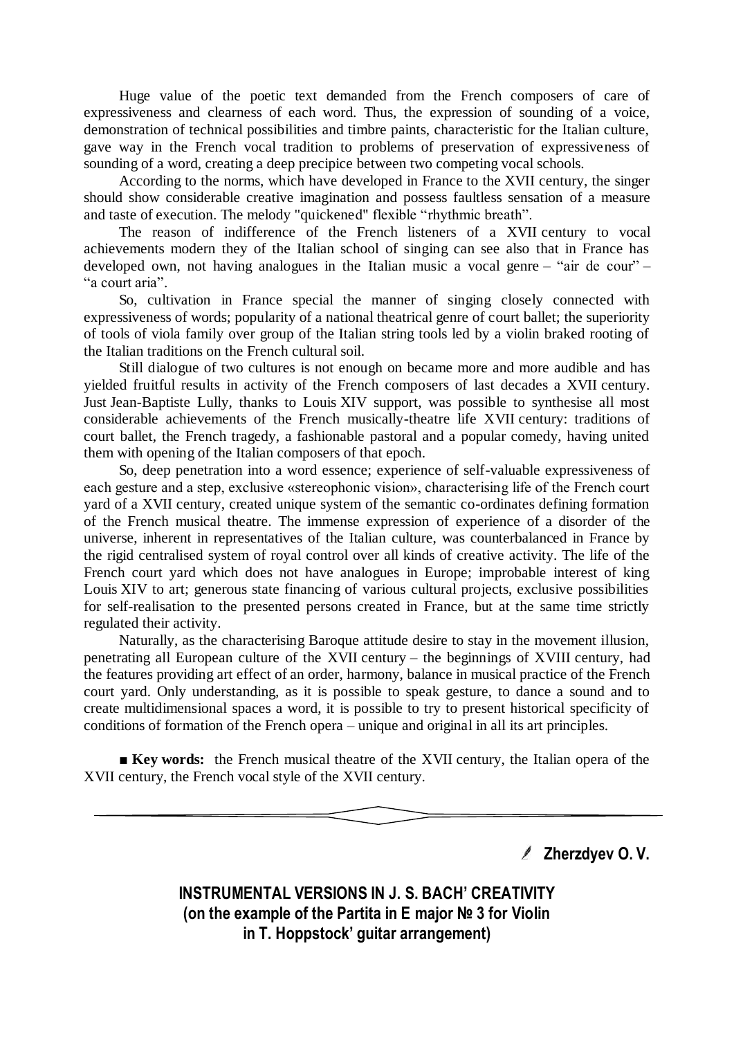Huge value of the poetic text demanded from the French composers of care of expressiveness and clearness of each word. Thus, the expression of sounding of a voice, demonstration of technical possibilities and timbre paints, characteristic for the Italian culture, gave way in the French vocal tradition to problems of preservation of expressiveness of sounding of a word, creating a deep precipice between two competing vocal schools.

According to the norms, which have developed in France to the XVII century, the singer should show considerable creative imagination and possess faultless sensation of a measure and taste of execution. The melody "quickened" flexible "rhythmic breath".

The reason of indifference of the French listeners of a XVII century to vocal achievements modern they of the Italian school of singing can see also that in France has developed own, not having analogues in the Italian music a vocal genre – "air de cour" – "a court aria".

So, cultivation in France special the manner of singing closely connected with expressiveness of words; popularity of a national theatrical genre of court ballet; the superiority of tools of viola family over group of the Italian string tools led by a violin braked rooting of the Italian traditions on the French cultural soil.

Still dialogue of two cultures is not enough on became more and more audible and has yielded fruitful results in activity of the French composers of last decades a XVII century. Just Jean-Baptiste Lully, thanks to Louis XIV support, was possible to synthesise all most considerable achievements of the French musically-theatre life XVII century: traditions of court ballet, the French tragedy, a fashionable pastoral and a popular comedy, having united them with opening of the Italian composers of that epoch.

So, deep penetration into a word essence; experience of self-valuable expressiveness of each gesture and a step, exclusive «stereophonic vision», characterising life of the French court yard of a XVII century, created unique system of the semantic co-ordinates defining formation of the French musical theatre. The immense expression of experience of a disorder of the universe, inherent in representatives of the Italian culture, was counterbalanced in France by the rigid centralised system of royal control over all kinds of creative activity. The life of the French court yard which does not have analogues in Europe; improbable interest of king Louis XIV to art; generous state financing of various cultural projects, exclusive possibilities for self-realisation to the presented persons created in France, but at the same time strictly regulated their activity.

Naturally, as the characterising Baroque attitude desire to stay in the movement illusion, penetrating all European culture of the XVII century – the beginnings of XVIII century, had the features providing art effect of an order, harmony, balance in musical practice of the French court yard. Only understanding, as it is possible to speak gesture, to dance a sound and to create multidimensional spaces a word, it is possible to try to present historical specificity of conditions of formation of the French opera – unique and original in all its art principles.

■ **Key words:** the French musical theatre of the XVII century, the Italian opera of the XVII century, the French vocal style of the XVII century.

---

**Zherzdyev O. V.**

## INSTRUMENTAL VERSIONS IN J. S. BACH' CREATIVITY (on the example of the Partita in E major № 3 for Violin in T. Hoppstock' guitar arrangement)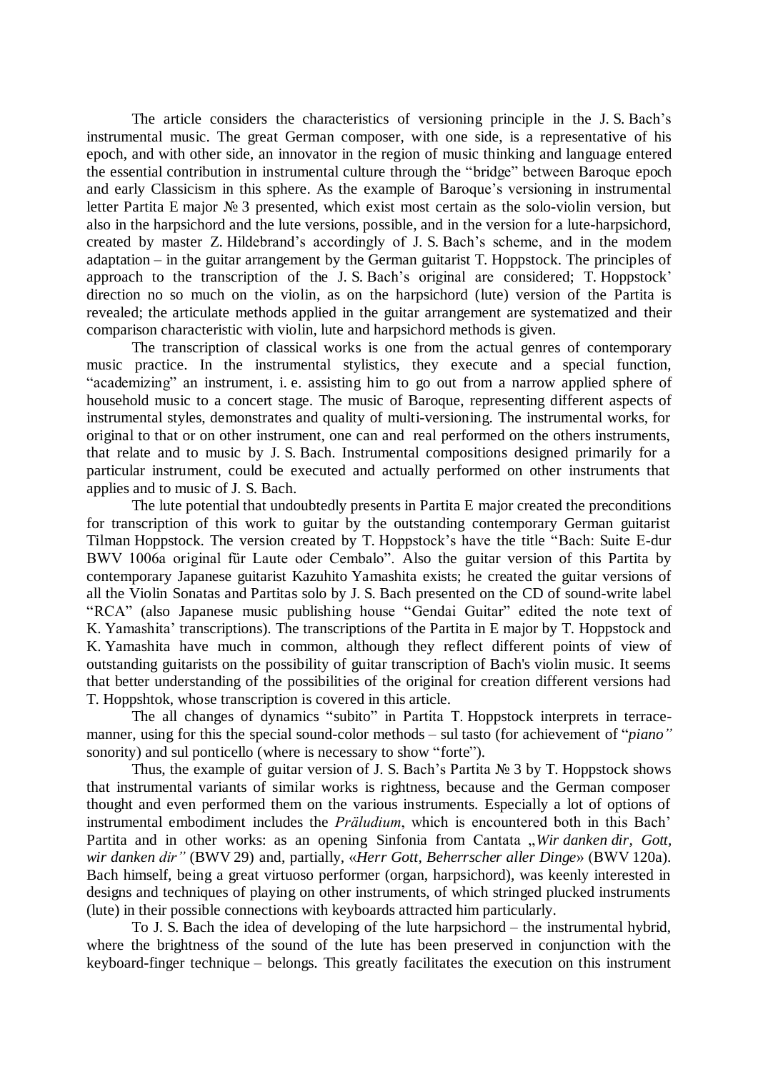The article considers the characteristics of versioning principle in the J. S. Bach's instrumental music. The great German composer, with one side, is a representative of his epoch, and with other side, an innovator in the region of music thinking and language entered the essential contribution in instrumental culture through the "bridge" between Baroque epoch and early Classicism in this sphere. As the example of Baroque's versioning in instrumental letter Partita E major № 3 presented, which exist most certain as the solo-violin version, but also in the harpsichord and the lute versions, possible, and in the version for a lute-harpsichord, created by master Z. Hildebrand's accordingly of J. S. Bach's scheme, and in the modem adaptation – in the guitar arrangement by the German guitarist T. Hoppstock. The principles of approach to the transcription of the J. S. Bach's original are considered; T. Hoppstock' direction no so much on the violin, as on the harpsichord (lute) version of the Partita is revealed; the articulate methods applied in the guitar arrangement are systematized and their comparison characteristic with violin, lute and harpsichord methods is given.

The transcription of classical works is one from the actual genres of contemporary music practice. In the instrumental stylistics, they execute and a special function, "academizing" an instrument, i. e. assisting him to go out from a narrow applied sphere of household music to a concert stage. The music of Baroque, representing different aspects of instrumental styles, demonstrates and quality of multi-versioning. The instrumental works, for original to that or on other instrument, one can and real performed on the others instruments, that relate and to music by J. S. Bach. Instrumental compositions designed primarily for a particular instrument, could be executed and actually performed on other instruments that applies and to music of J. S. Bach.

The lute potential that undoubtedly presents in Partita E major created the preconditions for transcription of this work to guitar by the outstanding contemporary German guitarist Tilman Hoppstock. The version created by T. Hoppstock's have the title "Bach: Suite E-dur BWV 1006a original für Laute oder Cembalo". Also the guitar version of this Partita by contemporary Japanese guitarist Kazuhito Yamashita exists; he created the guitar versions of all the Violin Sonatas and Partitas solo by J. S. Bach presented on the CD of sound-write label "RCA" (also Japanese music publishing house "Gendai Guitar" edited the note text of K. Yamashita' transcriptions). The transcriptions of the Partita in E major by T. Hoppstock and K. Yamashita have much in common, although they reflect different points of view of outstanding guitarists on the possibility of guitar transcription of Bach's violin music. It seems that better understanding of the possibilities of the original for creation different versions had T. Hoppshtok, whose transcription is covered in this article.

The all changes of dynamics "subito" in Partita T. Hoppstock interprets in terrace-manner, using for this the special sound-color methods – sul tasto (for achievement of "*piano"* sonority) and sul ponticello (where is necessary to show "forte").

Thus, the example of guitar version of J. S. Bach's Partita № 3 by T. Hoppstock shows that instrumental variants of similar works is rightness, because and the German composer thought and even performed them on the various instruments. Especially a lot of options of instrumental embodiment includes the *Präludium*, which is encountered both in this Bach' Partita and in other works: as an opening Sinfonia from Cantata „*Wir danken dir, Gott, wir danken dir"* (BWV 29) and, partially, «*Herr Gott, Beherrscher aller Dinge*» (BWV 120a). Bach himself, being a great virtuoso performer (organ, harpsichord), was keenly interested in designs and techniques of playing on other instruments, of which stringed plucked instruments (lute) in their possible connections with keyboards attracted him particularly.

To J. S. Bach the idea of developing of the lute harpsichord – the instrumental hybrid, where the brightness of the sound of the lute has been preserved in conjunction with the keyboard-finger technique – belongs. This greatly facilitates the execution on this instrument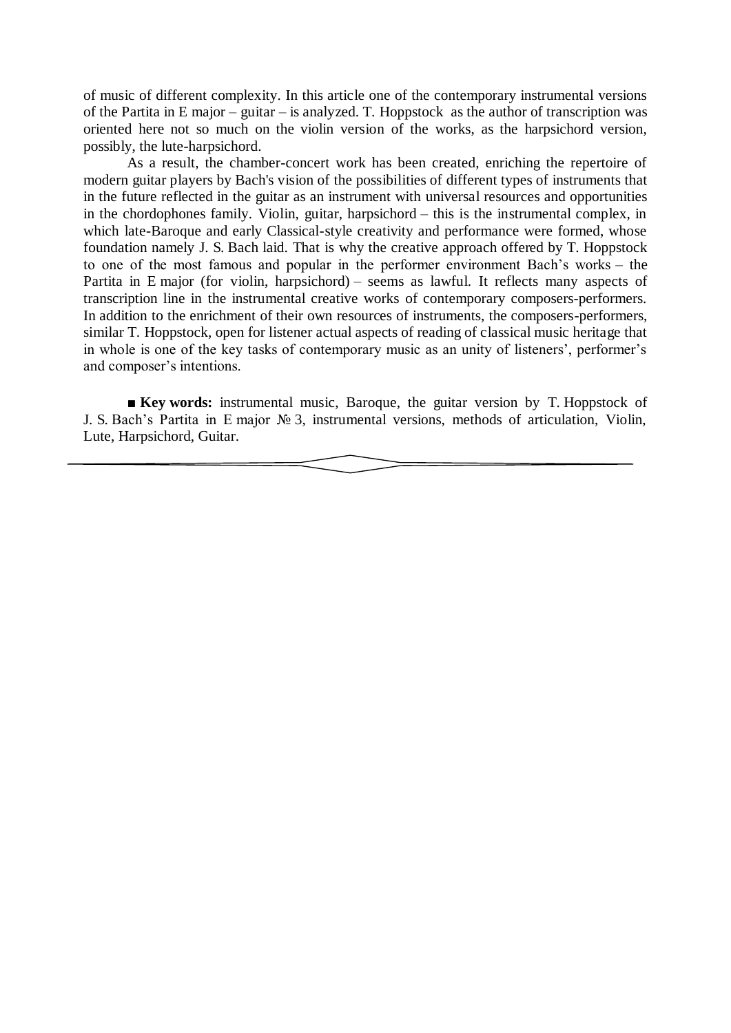of music of different complexity. In this article one of the contemporary instrumental versions of the Partita in E major – guitar – is analyzed. T. Hoppstock as the author of transcription was oriented here not so much on the violin version of the works, as the harpsichord version, possibly, the lute-harpsichord.

As a result, the chamber-concert work has been created, enriching the repertoire of modern guitar players by Bach's vision of the possibilities of different types of instruments that in the future reflected in the guitar as an instrument with universal resources and opportunities in the chordophones family. Violin, guitar, harpsichord – this is the instrumental complex, in which late-Baroque and early Classical-style creativity and performance were formed, whose foundation namely J. S. Bach laid. That is why the creative approach offered by T. Hoppstock to one of the most famous and popular in the performer environment Bach's works – the Partita in E major (for violin, harpsichord) – seems as lawful. It reflects many aspects of transcription line in the instrumental creative works of contemporary composers-performers. In addition to the enrichment of their own resources of instruments, the composers-performers, similar T. Hoppstock, open for listener actual aspects of reading of classical music heritage that in whole is one of the key tasks of contemporary music as an unity of listeners', performer's and composer's intentions.

■ **Key words:** instrumental music, Baroque, the guitar version by T. Hoppstock of J. S. Bach's Partita in E major № 3, instrumental versions, methods of articulation, Violin, Lute, Harpsichord, Guitar.